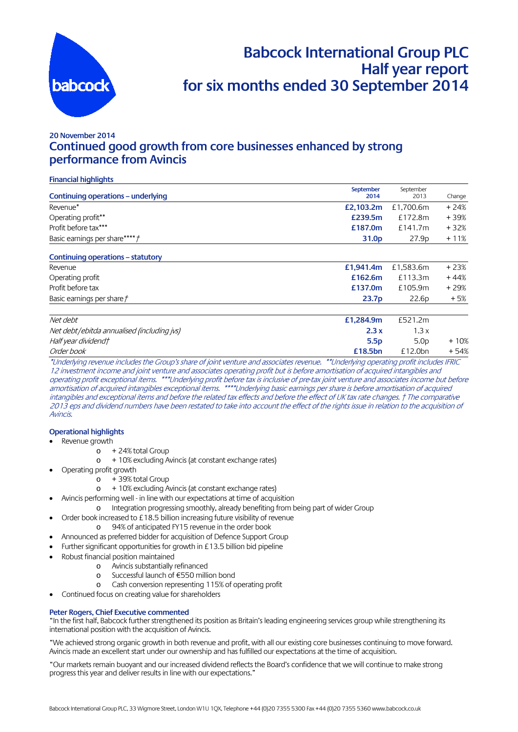# Babcock International Group PLC
# Half year report
# for six months ended 30 September 2014

**20 November 2014**

## Continued good growth from core businesses enhanced by strong performance from Avincis

**Financial highlights**

| Continuing operations – underlying | September 2014 | September 2013 | Change |
|---|---|---|---|
| Revenue* | **£2,103.2m** | £1,700.6m | + 24% |
| Operating profit** | **£239.5m** | £172.8m | + 39% |
| Profit before tax*** | **£187.0m** | £141.7m | + 32% |
| Basic earnings per share**** † | **31.0p** | 27.9p | + 11% |
| **Continuing operations – statutory** | | | |
| Revenue | **£1,941.4m** | £1,583.6m | + 23% |
| Operating profit | **£162.6m** | £113.3m | + 44% |
| Profit before tax | **£137.0m** | £105.9m | + 29% |
| Basic earnings per share † | **23.7p** | 22.6p | + 5% |
| *Net debt* | **£1,284.9m** | £521.2m | |
| *Net debt/ebitda annualised (including jvs)* | **2.3 x** | 1.3 x | |
| *Half year dividend†* | **5.5p** | 5.0p | + 10% |
| *Order book* | **£18.5bn** | £12.0bn | + 54% |

*\*Underlying revenue includes the Group's share of joint venture and associates revenue. \*\*Underlying operating profit includes IFRIC 12 investment income and joint venture and associates operating profit but is before amortisation of acquired intangibles and operating profit exceptional items. \*\*\*Underlying profit before tax is inclusive of pre-tax joint venture and associates income but before amortisation of acquired intangibles exceptional items. \*\*\*\*Underlying basic earnings per share is before amortisation of acquired intangibles and exceptional items and before the related tax effects and before the effect of UK tax rate changes. † The comparative 2013 eps and dividend numbers have been restated to take into account the effect of the rights issue in relation to the acquisition of Avincis.*

**Operational highlights**

- Revenue growth
  - + 24% total Group
  - + 10% excluding Avincis (at constant exchange rates)
- Operating profit growth
  - + 39% total Group
  - + 10% excluding Avincis (at constant exchange rates)
- Avincis performing well - in line with our expectations at time of acquisition
  - Integration progressing smoothly, already benefiting from being part of wider Group
- Order book increased to £18.5 billion increasing future visibility of revenue
  - 94% of anticipated FY15 revenue in the order book
- Announced as preferred bidder for acquisition of Defence Support Group
- Further significant opportunities for growth in £13.5 billion bid pipeline
- Robust financial position maintained
  - Avincis substantially refinanced
  - Successful launch of €550 million bond
  - Cash conversion representing 115% of operating profit
- Continued focus on creating value for shareholders

**Peter Rogers, Chief Executive commented**

"In the first half, Babcock further strengthened its position as Britain's leading engineering services group while strengthening its international position with the acquisition of Avincis.

"We achieved strong organic growth in both revenue and profit, with all our existing core businesses continuing to move forward. Avincis made an excellent start under our ownership and has fulfilled our expectations at the time of acquisition.

"Our markets remain buoyant and our increased dividend reflects the Board's confidence that we will continue to make strong progress this year and deliver results in line with our expectations."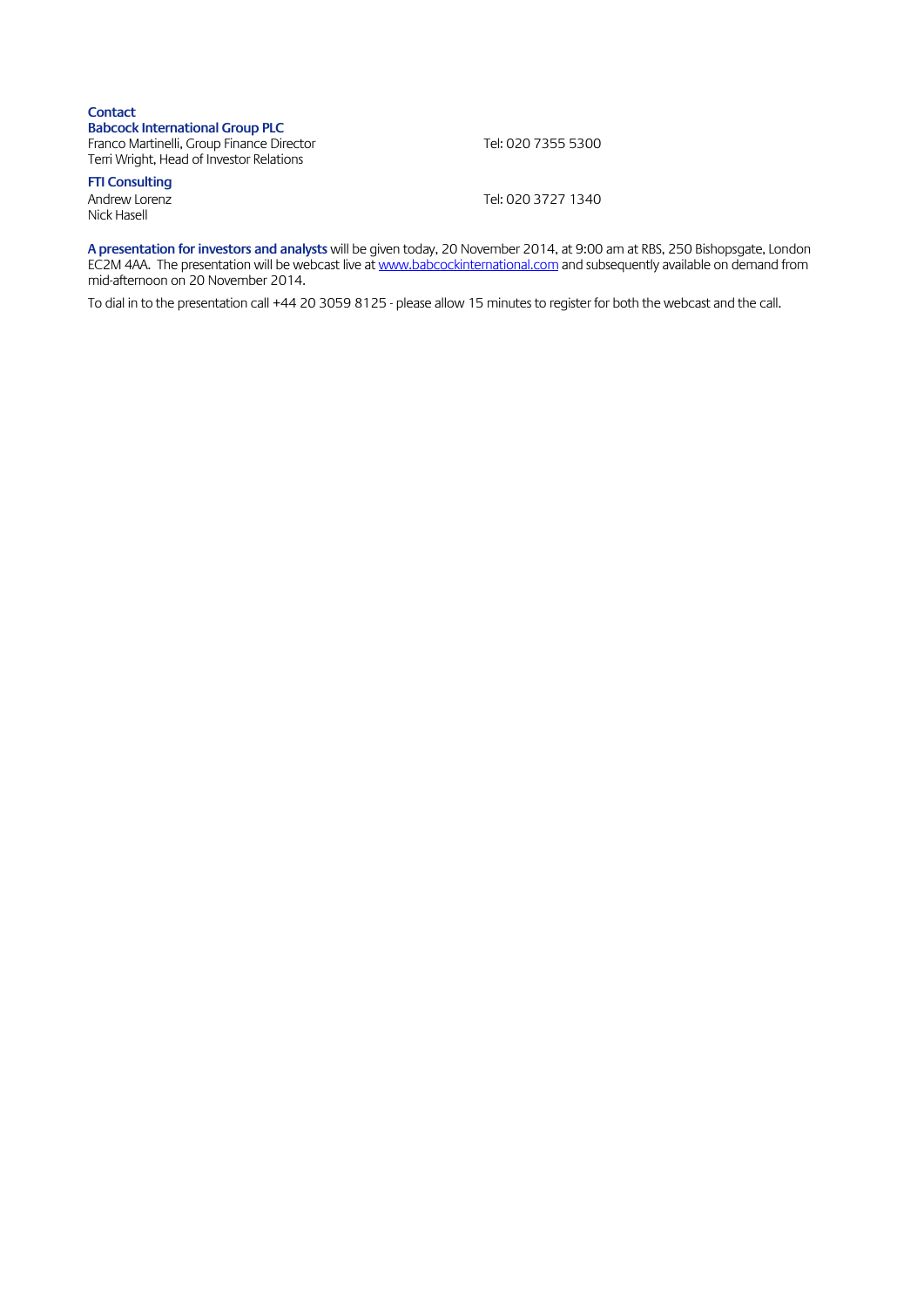**Contact**

**Babcock International Group PLC**

Franco Martinelli, Group Finance Director — Tel: 020 7355 5300
Terri Wright, Head of Investor Relations

**FTI Consulting**

Andrew Lorenz — Tel: 020 3727 1340
Nick Hasell

**A presentation for investors and analysts** will be given today, 20 November 2014, at 9:00 am at RBS, 250 Bishopsgate, London EC2M 4AA. The presentation will be webcast live at www.babcockinternational.com and subsequently available on demand from mid-afternoon on 20 November 2014.

To dial in to the presentation call +44 20 3059 8125 - please allow 15 minutes to register for both the webcast and the call.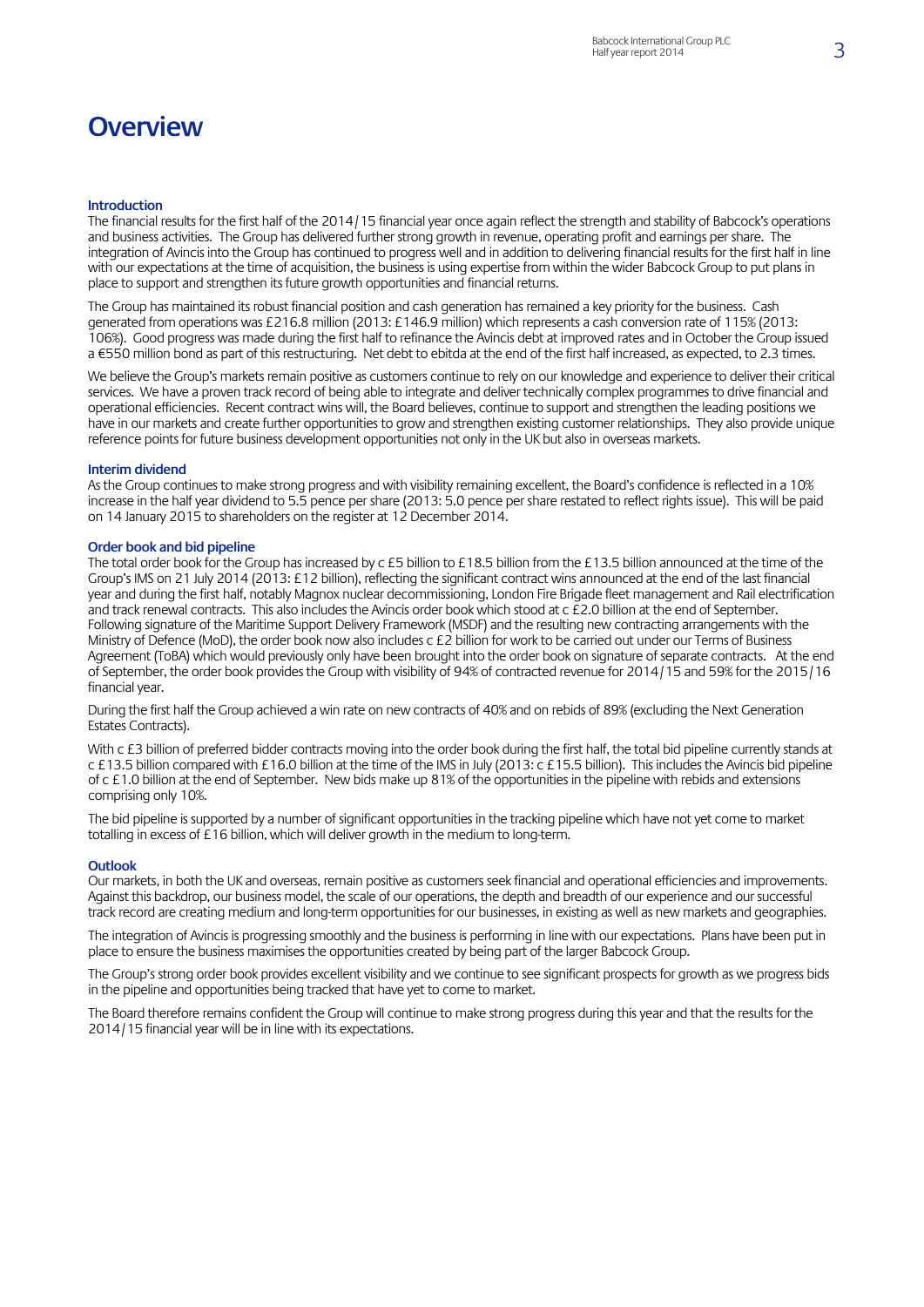# Overview

### Introduction

The financial results for the first half of the 2014/15 financial year once again reflect the strength and stability of Babcock's operations and business activities. The Group has delivered further strong growth in revenue, operating profit and earnings per share. The integration of Avincis into the Group has continued to progress well and in addition to delivering financial results for the first half in line with our expectations at the time of acquisition, the business is using expertise from within the wider Babcock Group to put plans in place to support and strengthen its future growth opportunities and financial returns.

The Group has maintained its robust financial position and cash generation has remained a key priority for the business. Cash generated from operations was £216.8 million (2013: £146.9 million) which represents a cash conversion rate of 115% (2013: 106%). Good progress was made during the first half to refinance the Avincis debt at improved rates and in October the Group issued a €550 million bond as part of this restructuring. Net debt to ebitda at the end of the first half increased, as expected, to 2.3 times.

We believe the Group's markets remain positive as customers continue to rely on our knowledge and experience to deliver their critical services. We have a proven track record of being able to integrate and deliver technically complex programmes to drive financial and operational efficiencies. Recent contract wins will, the Board believes, continue to support and strengthen the leading positions we have in our markets and create further opportunities to grow and strengthen existing customer relationships. They also provide unique reference points for future business development opportunities not only in the UK but also in overseas markets.

### Interim dividend

As the Group continues to make strong progress and with visibility remaining excellent, the Board's confidence is reflected in a 10% increase in the half year dividend to 5.5 pence per share (2013: 5.0 pence per share restated to reflect rights issue). This will be paid on 14 January 2015 to shareholders on the register at 12 December 2014.

### Order book and bid pipeline

The total order book for the Group has increased by c £5 billion to £18.5 billion from the £13.5 billion announced at the time of the Group's IMS on 21 July 2014 (2013: £12 billion), reflecting the significant contract wins announced at the end of the last financial year and during the first half, notably Magnox nuclear decommissioning, London Fire Brigade fleet management and Rail electrification and track renewal contracts. This also includes the Avincis order book which stood at c £2.0 billion at the end of September. Following signature of the Maritime Support Delivery Framework (MSDF) and the resulting new contracting arrangements with the Ministry of Defence (MoD), the order book now also includes c £2 billion for work to be carried out under our Terms of Business Agreement (ToBA) which would previously only have been brought into the order book on signature of separate contracts. At the end of September, the order book provides the Group with visibility of 94% of contracted revenue for 2014/15 and 59% for the 2015/16 financial year.

During the first half the Group achieved a win rate on new contracts of 40% and on rebids of 89% (excluding the Next Generation Estates Contracts).

With c £3 billion of preferred bidder contracts moving into the order book during the first half, the total bid pipeline currently stands at c £13.5 billion compared with £16.0 billion at the time of the IMS in July (2013: c £15.5 billion). This includes the Avincis bid pipeline of c £1.0 billion at the end of September. New bids make up 81% of the opportunities in the pipeline with rebids and extensions comprising only 10%.

The bid pipeline is supported by a number of significant opportunities in the tracking pipeline which have not yet come to market totalling in excess of £16 billion, which will deliver growth in the medium to long-term.

### Outlook

Our markets, in both the UK and overseas, remain positive as customers seek financial and operational efficiencies and improvements. Against this backdrop, our business model, the scale of our operations, the depth and breadth of our experience and our successful track record are creating medium and long-term opportunities for our businesses, in existing as well as new markets and geographies.

The integration of Avincis is progressing smoothly and the business is performing in line with our expectations. Plans have been put in place to ensure the business maximises the opportunities created by being part of the larger Babcock Group.

The Group's strong order book provides excellent visibility and we continue to see significant prospects for growth as we progress bids in the pipeline and opportunities being tracked that have yet to come to market.

The Board therefore remains confident the Group will continue to make strong progress during this year and that the results for the 2014/15 financial year will be in line with its expectations.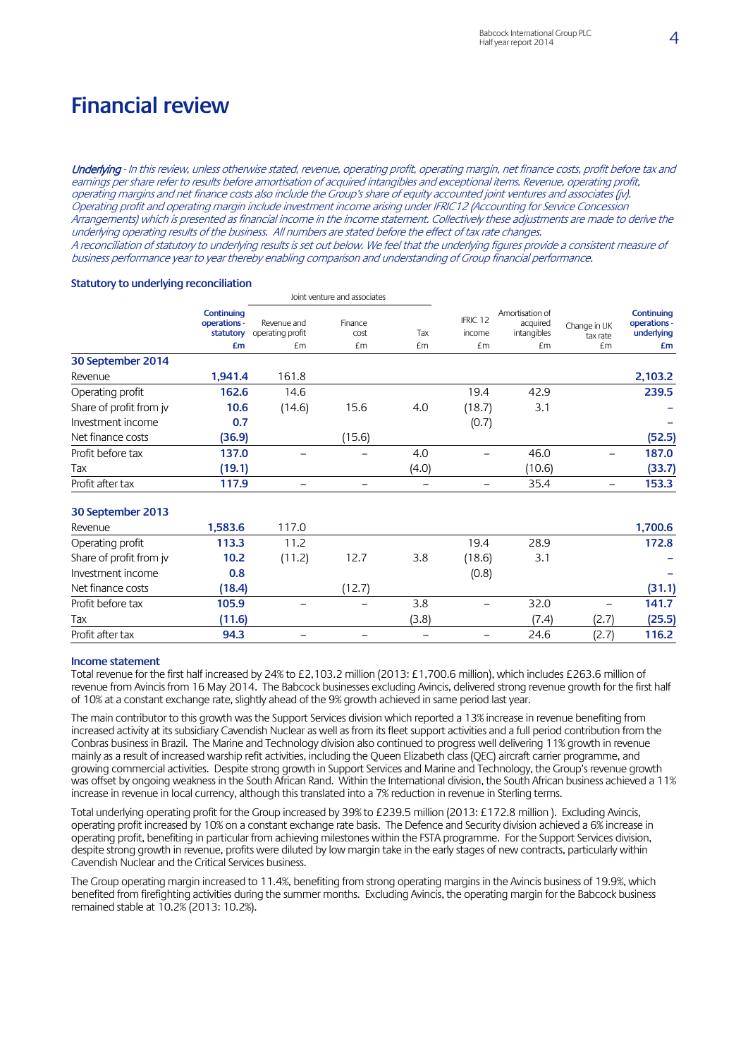# Financial review

*Underlying - In this review, unless otherwise stated, revenue, operating profit, operating margin, net finance costs, profit before tax and earnings per share refer to results before amortisation of acquired intangibles and exceptional items. Revenue, operating profit, operating margins and net finance costs also include the Group's share of equity accounted joint ventures and associates (jv). Operating profit and operating margin include investment income arising under IFRIC12 (Accounting for Service Concession Arrangements) which is presented as financial income in the income statement. Collectively these adjustments are made to derive the underlying operating results of the business. All numbers are stated before the effect of tax rate changes.*
*A reconciliation of statutory to underlying results is set out below. We feel that the underlying figures provide a consistent measure of business performance year to year thereby enabling comparison and understanding of Group financial performance.*

### Statutory to underlying reconciliation

| | | Joint venture and associates | | | | | | |
|---|---|---|---|---|---|---|---|---|
| | **Continuing operations - statutory** | Revenue and operating profit | Finance cost | Tax | IFRIC 12 income | Amortisation of acquired intangibles | Change in UK tax rate | **Continuing operations - underlying** |
| | **£m** | £m | £m | £m | £m | £m | £m | **£m** |
| **30 September 2014** | | | | | | | | |
| Revenue | **1,941.4** | 161.8 | | | | | | **2,103.2** |
| Operating profit | **162.6** | 14.6 | | | 19.4 | 42.9 | | **239.5** |
| Share of profit from jv | **10.6** | (14.6) | 15.6 | 4.0 | (18.7) | 3.1 | | **–** |
| Investment income | **0.7** | | | | (0.7) | | | **–** |
| Net finance costs | **(36.9)** | | (15.6) | | | | | **(52.5)** |
| Profit before tax | **137.0** | – | – | 4.0 | – | 46.0 | – | **187.0** |
| Tax | **(19.1)** | | | (4.0) | | (10.6) | | **(33.7)** |
| Profit after tax | **117.9** | – | – | – | – | 35.4 | – | **153.3** |
| **30 September 2013** | | | | | | | | |
| Revenue | **1,583.6** | 117.0 | | | | | | **1,700.6** |
| Operating profit | **113.3** | 11.2 | | | 19.4 | 28.9 | | **172.8** |
| Share of profit from jv | **10.2** | (11.2) | 12.7 | 3.8 | (18.6) | 3.1 | | **–** |
| Investment income | **0.8** | | | | (0.8) | | | **–** |
| Net finance costs | **(18.4)** | | (12.7) | | | | | **(31.1)** |
| Profit before tax | **105.9** | – | – | 3.8 | – | 32.0 | – | **141.7** |
| Tax | **(11.6)** | | | (3.8) | | (7.4) | (2.7) | **(25.5)** |
| Profit after tax | **94.3** | – | – | – | – | 24.6 | (2.7) | **116.2** |

### Income statement

Total revenue for the first half increased by 24% to £2,103.2 million (2013: £1,700.6 million), which includes £263.6 million of revenue from Avincis from 16 May 2014. The Babcock businesses excluding Avincis, delivered strong revenue growth for the first half of 10% at a constant exchange rate, slightly ahead of the 9% growth achieved in same period last year.

The main contributor to this growth was the Support Services division which reported a 13% increase in revenue benefiting from increased activity at its subsidiary Cavendish Nuclear as well as from its fleet support activities and a full period contribution from the Conbras business in Brazil. The Marine and Technology division also continued to progress well delivering 11% growth in revenue mainly as a result of increased warship refit activities, including the Queen Elizabeth class (QEC) aircraft carrier programme, and growing commercial activities. Despite strong growth in Support Services and Marine and Technology, the Group's revenue growth was offset by ongoing weakness in the South African Rand. Within the International division, the South African business achieved a 11% increase in revenue in local currency, although this translated into a 7% reduction in revenue in Sterling terms.

Total underlying operating profit for the Group increased by 39% to £239.5 million (2013: £172.8 million ). Excluding Avincis, operating profit increased by 10% on a constant exchange rate basis. The Defence and Security division achieved a 6% increase in operating profit, benefiting in particular from achieving milestones within the FSTA programme. For the Support Services division, despite strong growth in revenue, profits were diluted by low margin take in the early stages of new contracts, particularly within Cavendish Nuclear and the Critical Services business.

The Group operating margin increased to 11.4%, benefiting from strong operating margins in the Avincis business of 19.9%, which benefited from firefighting activities during the summer months. Excluding Avincis, the operating margin for the Babcock business remained stable at 10.2% (2013: 10.2%).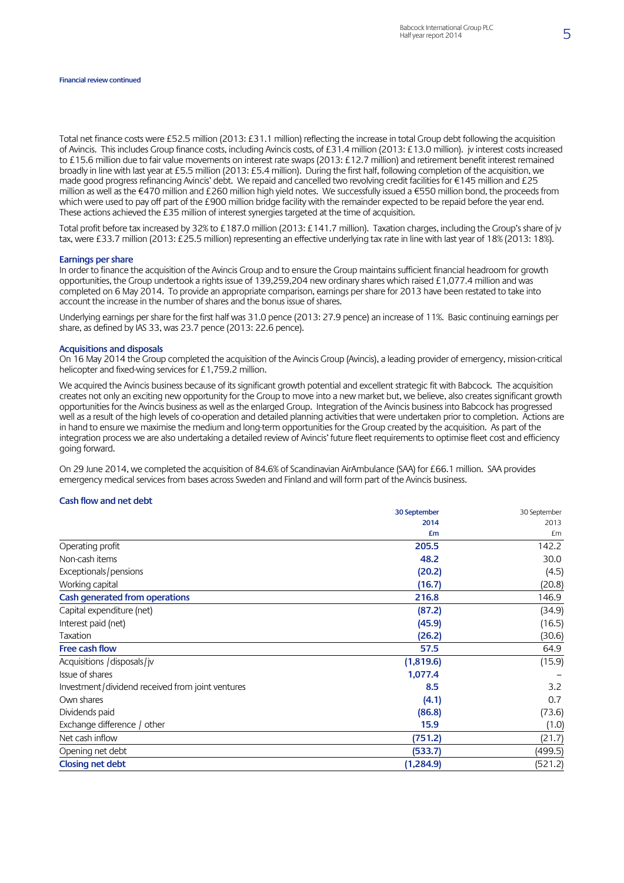Financial review continued

Total net finance costs were £52.5 million (2013: £31.1 million) reflecting the increase in total Group debt following the acquisition of Avincis. This includes Group finance costs, including Avincis costs, of £31.4 million (2013: £13.0 million). jv interest costs increased to £15.6 million due to fair value movements on interest rate swaps (2013: £12.7 million) and retirement benefit interest remained broadly in line with last year at £5.5 million (2013: £5.4 million). During the first half, following completion of the acquisition, we made good progress refinancing Avincis' debt. We repaid and cancelled two revolving credit facilities for €145 million and £25 million as well as the €470 million and £260 million high yield notes. We successfully issued a €550 million bond, the proceeds from which were used to pay off part of the £900 million bridge facility with the remainder expected to be repaid before the year end. These actions achieved the £35 million of interest synergies targeted at the time of acquisition.

Total profit before tax increased by 32% to £187.0 million (2013: £141.7 million). Taxation charges, including the Group's share of jv tax, were £33.7 million (2013: £25.5 million) representing an effective underlying tax rate in line with last year of 18% (2013: 18%).

### Earnings per share

In order to finance the acquisition of the Avincis Group and to ensure the Group maintains sufficient financial headroom for growth opportunities, the Group undertook a rights issue of 139,259,204 new ordinary shares which raised £1,077.4 million and was completed on 6 May 2014. To provide an appropriate comparison, earnings per share for 2013 have been restated to take into account the increase in the number of shares and the bonus issue of shares.

Underlying earnings per share for the first half was 31.0 pence (2013: 27.9 pence) an increase of 11%. Basic continuing earnings per share, as defined by IAS 33, was 23.7 pence (2013: 22.6 pence).

### Acquisitions and disposals

On 16 May 2014 the Group completed the acquisition of the Avincis Group (Avincis), a leading provider of emergency, mission-critical helicopter and fixed-wing services for £1,759.2 million.

We acquired the Avincis business because of its significant growth potential and excellent strategic fit with Babcock. The acquisition creates not only an exciting new opportunity for the Group to move into a new market but, we believe, also creates significant growth opportunities for the Avincis business as well as the enlarged Group. Integration of the Avincis business into Babcock has progressed well as a result of the high levels of co-operation and detailed planning activities that were undertaken prior to completion. Actions are in hand to ensure we maximise the medium and long-term opportunities for the Group created by the acquisition. As part of the integration process we are also undertaking a detailed review of Avincis' future fleet requirements to optimise fleet cost and efficiency going forward.

On 29 June 2014, we completed the acquisition of 84.6% of Scandinavian AirAmbulance (SAA) for £66.1 million. SAA provides emergency medical services from bases across Sweden and Finland and will form part of the Avincis business.

### Cash flow and net debt

| | **30 September 2014 £m** | 30 September 2013 £m |
|---|---|---|
| Operating profit | **205.5** | 142.2 |
| Non-cash items | **48.2** | 30.0 |
| Exceptionals/pensions | **(20.2)** | (4.5) |
| Working capital | **(16.7)** | (20.8) |
| **Cash generated from operations** | **216.8** | 146.9 |
| Capital expenditure (net) | **(87.2)** | (34.9) |
| Interest paid (net) | **(45.9)** | (16.5) |
| Taxation | **(26.2)** | (30.6) |
| **Free cash flow** | **57.5** | 64.9 |
| Acquisitions /disposals/jv | **(1,819.6)** | (15.9) |
| Issue of shares | **1,077.4** | – |
| Investment/dividend received from joint ventures | **8.5** | 3.2 |
| Own shares | **(4.1)** | 0.7 |
| Dividends paid | **(86.8)** | (73.6) |
| Exchange difference / other | **15.9** | (1.0) |
| Net cash inflow | **(751.2)** | (21.7) |
| Opening net debt | **(533.7)** | (499.5) |
| **Closing net debt** | **(1,284.9)** | (521.2) |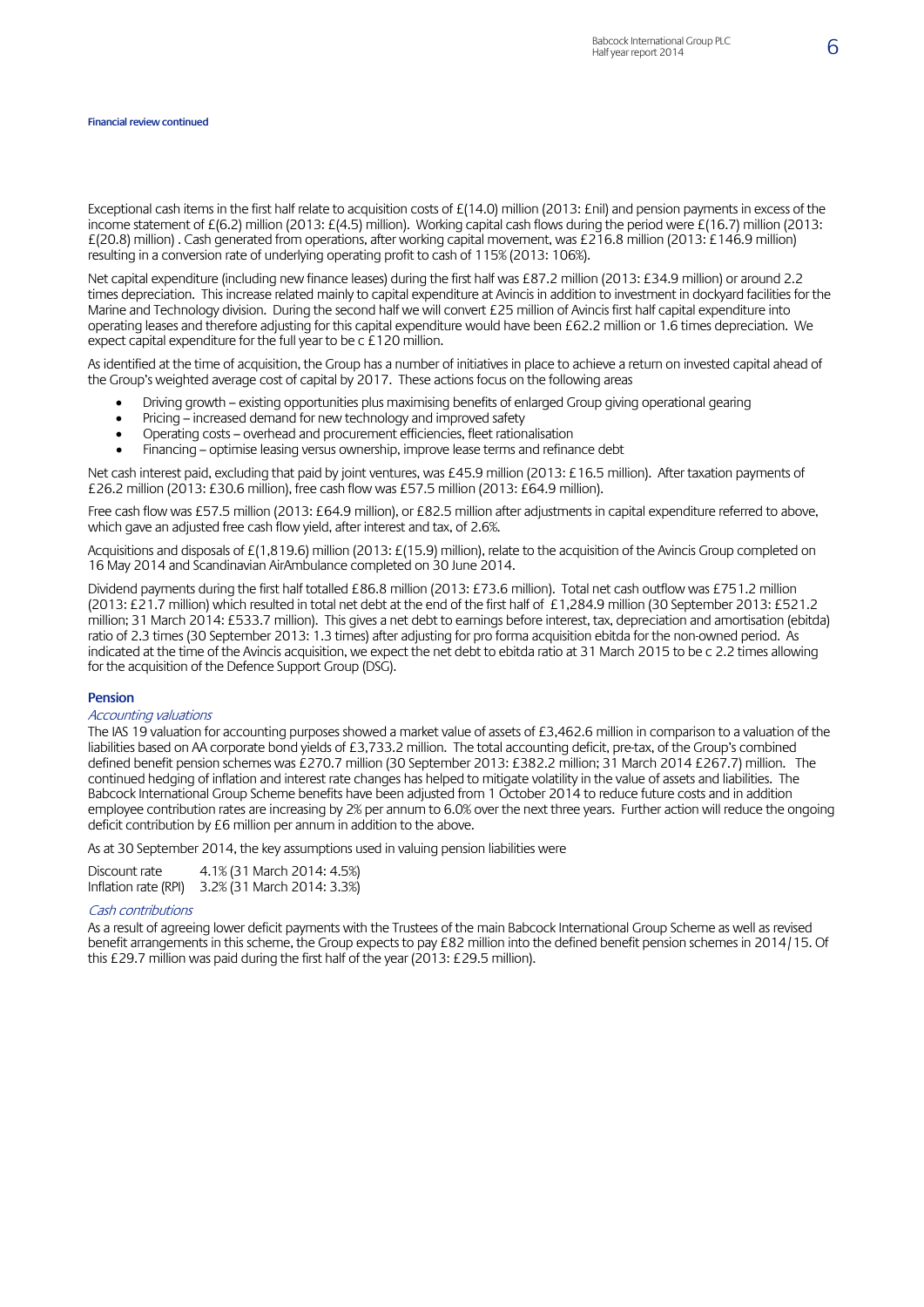**Financial review continued**

Exceptional cash items in the first half relate to acquisition costs of £(14.0) million (2013: £nil) and pension payments in excess of the income statement of £(6.2) million (2013: £(4.5) million). Working capital cash flows during the period were £(16.7) million (2013: £(20.8) million) . Cash generated from operations, after working capital movement, was £216.8 million (2013: £146.9 million) resulting in a conversion rate of underlying operating profit to cash of 115% (2013: 106%).

Net capital expenditure (including new finance leases) during the first half was £87.2 million (2013: £34.9 million) or around 2.2 times depreciation. This increase related mainly to capital expenditure at Avincis in addition to investment in dockyard facilities for the Marine and Technology division. During the second half we will convert £25 million of Avincis first half capital expenditure into operating leases and therefore adjusting for this capital expenditure would have been £62.2 million or 1.6 times depreciation. We expect capital expenditure for the full year to be c £120 million.

As identified at the time of acquisition, the Group has a number of initiatives in place to achieve a return on invested capital ahead of the Group's weighted average cost of capital by 2017. These actions focus on the following areas

- Driving growth – existing opportunities plus maximising benefits of enlarged Group giving operational gearing
- Pricing – increased demand for new technology and improved safety
- Operating costs – overhead and procurement efficiencies, fleet rationalisation
- Financing – optimise leasing versus ownership, improve lease terms and refinance debt

Net cash interest paid, excluding that paid by joint ventures, was £45.9 million (2013: £16.5 million). After taxation payments of £26.2 million (2013: £30.6 million), free cash flow was £57.5 million (2013: £64.9 million).

Free cash flow was £57.5 million (2013: £64.9 million), or £82.5 million after adjustments in capital expenditure referred to above, which gave an adjusted free cash flow yield, after interest and tax, of 2.6%.

Acquisitions and disposals of £(1,819.6) million (2013: £(15.9) million), relate to the acquisition of the Avincis Group completed on 16 May 2014 and Scandinavian AirAmbulance completed on 30 June 2014.

Dividend payments during the first half totalled £86.8 million (2013: £73.6 million). Total net cash outflow was £751.2 million (2013: £21.7 million) which resulted in total net debt at the end of the first half of £1,284.9 million (30 September 2013: £521.2 million; 31 March 2014: £533.7 million). This gives a net debt to earnings before interest, tax, depreciation and amortisation (ebitda) ratio of 2.3 times (30 September 2013: 1.3 times) after adjusting for pro forma acquisition ebitda for the non-owned period. As indicated at the time of the Avincis acquisition, we expect the net debt to ebitda ratio at 31 March 2015 to be c 2.2 times allowing for the acquisition of the Defence Support Group (DSG).

## Pension

*Accounting valuations*

The IAS 19 valuation for accounting purposes showed a market value of assets of £3,462.6 million in comparison to a valuation of the liabilities based on AA corporate bond yields of £3,733.2 million. The total accounting deficit, pre-tax, of the Group's combined defined benefit pension schemes was £270.7 million (30 September 2013: £382.2 million; 31 March 2014 £267.7) million. The continued hedging of inflation and interest rate changes has helped to mitigate volatility in the value of assets and liabilities. The Babcock International Group Scheme benefits have been adjusted from 1 October 2014 to reduce future costs and in addition employee contribution rates are increasing by 2% per annum to 6.0% over the next three years. Further action will reduce the ongoing deficit contribution by £6 million per annum in addition to the above.

As at 30 September 2014, the key assumptions used in valuing pension liabilities were

| | |
|---|---|
| Discount rate | 4.1% (31 March 2014: 4.5%) |
| Inflation rate (RPI) | 3.2% (31 March 2014: 3.3%) |

*Cash contributions*

As a result of agreeing lower deficit payments with the Trustees of the main Babcock International Group Scheme as well as revised benefit arrangements in this scheme, the Group expects to pay £82 million into the defined benefit pension schemes in 2014/15. Of this £29.7 million was paid during the first half of the year (2013: £29.5 million).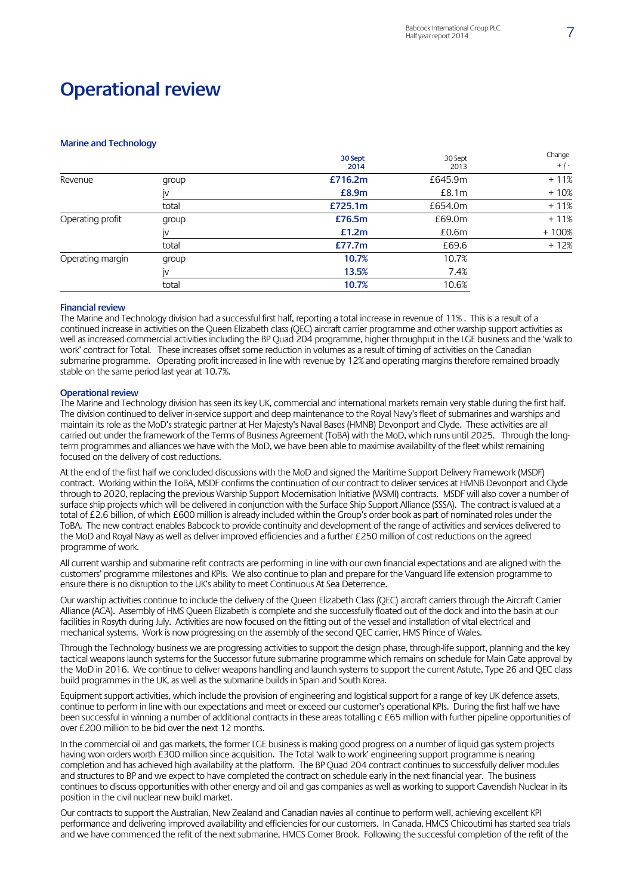# Operational review

### Marine and Technology

| | | 30 Sept 2014 | 30 Sept 2013 | Change + / - |
|---|---|---|---|---|
| Revenue | group | **£716.2m** | £645.9m | + 11% |
| | jv | **£8.9m** | £8.1m | + 10% |
| | total | **£725.1m** | £654.0m | + 11% |
| Operating profit | group | **£76.5m** | £69.0m | + 11% |
| | jv | **£1.2m** | £0.6m | + 100% |
| | total | **£77.7m** | £69.6 | + 12% |
| Operating margin | group | **10.7%** | 10.7% | |
| | jv | **13.5%** | 7.4% | |
| | total | **10.7%** | 10.6% | |

**Financial review**

The Marine and Technology division had a successful first half, reporting a total increase in revenue of 11% . This is a result of a continued increase in activities on the Queen Elizabeth class (QEC) aircraft carrier programme and other warship support activities as well as increased commercial activities including the BP Quad 204 programme, higher throughput in the LGE business and the 'walk to work' contract for Total. These increases offset some reduction in volumes as a result of timing of activities on the Canadian submarine programme. Operating profit increased in line with revenue by 12% and operating margins therefore remained broadly stable on the same period last year at 10.7%.

**Operational review**

The Marine and Technology division has seen its key UK, commercial and international markets remain very stable during the first half. The division continued to deliver in-service support and deep maintenance to the Royal Navy's fleet of submarines and warships and maintain its role as the MoD's strategic partner at Her Majesty's Naval Bases (HMNB) Devonport and Clyde. These activities are all carried out under the framework of the Terms of Business Agreement (ToBA) with the MoD, which runs until 2025. Through the long-term programmes and alliances we have with the MoD, we have been able to maximise availability of the fleet whilst remaining focused on the delivery of cost reductions.

At the end of the first half we concluded discussions with the MoD and signed the Maritime Support Delivery Framework (MSDF) contract. Working within the ToBA, MSDF confirms the continuation of our contract to deliver services at HMNB Devonport and Clyde through to 2020, replacing the previous Warship Support Modernisation Initiative (WSMI) contracts. MSDF will also cover a number of surface ship projects which will be delivered in conjunction with the Surface Ship Support Alliance (SSSA). The contract is valued at a total of £2.6 billion, of which £600 million is already included within the Group's order book as part of nominated roles under the ToBA. The new contract enables Babcock to provide continuity and development of the range of activities and services delivered to the MoD and Royal Navy as well as deliver improved efficiencies and a further £250 million of cost reductions on the agreed programme of work.

All current warship and submarine refit contracts are performing in line with our own financial expectations and are aligned with the customers' programme milestones and KPIs. We also continue to plan and prepare for the Vanguard life extension programme to ensure there is no disruption to the UK's ability to meet Continuous At Sea Deterrence.

Our warship activities continue to include the delivery of the Queen Elizabeth Class (QEC) aircraft carriers through the Aircraft Carrier Alliance (ACA). Assembly of HMS Queen Elizabeth is complete and she successfully floated out of the dock and into the basin at our facilities in Rosyth during July. Activities are now focused on the fitting out of the vessel and installation of vital electrical and mechanical systems. Work is now progressing on the assembly of the second QEC carrier, HMS Prince of Wales.

Through the Technology business we are progressing activities to support the design phase, through-life support, planning and the key tactical weapons launch systems for the Successor future submarine programme which remains on schedule for Main Gate approval by the MoD in 2016. We continue to deliver weapons handling and launch systems to support the current Astute, Type 26 and QEC class build programmes in the UK, as well as the submarine builds in Spain and South Korea.

Equipment support activities, which include the provision of engineering and logistical support for a range of key UK defence assets, continue to perform in line with our expectations and meet or exceed our customer's operational KPIs. During the first half we have been successful in winning a number of additional contracts in these areas totalling c £65 million with further pipeline opportunities of over £200 million to be bid over the next 12 months.

In the commercial oil and gas markets, the former LGE business is making good progress on a number of liquid gas system projects having won orders worth £300 million since acquisition. The Total 'walk to work' engineering support programme is nearing completion and has achieved high availability at the platform. The BP Quad 204 contract continues to successfully deliver modules and structures to BP and we expect to have completed the contract on schedule early in the next financial year. The business continues to discuss opportunities with other energy and oil and gas companies as well as working to support Cavendish Nuclear in its position in the civil nuclear new build market.

Our contracts to support the Australian, New Zealand and Canadian navies all continue to perform well, achieving excellent KPI performance and delivering improved availability and efficiencies for our customers. In Canada, HMCS Chicoutimi has started sea trials and we have commenced the refit of the next submarine, HMCS Corner Brook. Following the successful completion of the refit of the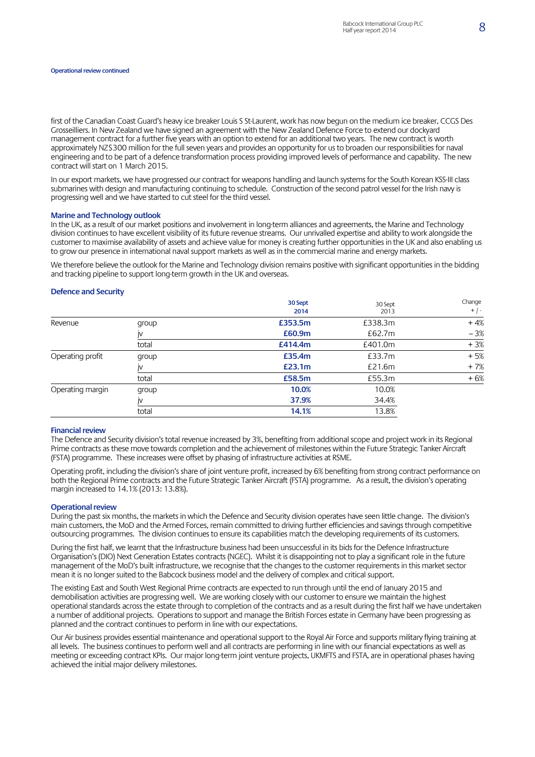**Operational review continued**

first of the Canadian Coast Guard's heavy ice breaker Louis S St-Laurent, work has now begun on the medium ice breaker, CCGS Des Grosseilliers. In New Zealand we have signed an agreement with the New Zealand Defence Force to extend our dockyard management contract for a further five years with an option to extend for an additional two years. The new contract is worth approximately NZ$300 million for the full seven years and provides an opportunity for us to broaden our responsibilities for naval engineering and to be part of a defence transformation process providing improved levels of performance and capability. The new contract will start on 1 March 2015.

In our export markets, we have progressed our contract for weapons handling and launch systems for the South Korean KSS-III class submarines with design and manufacturing continuing to schedule. Construction of the second patrol vessel for the Irish navy is progressing well and we have started to cut steel for the third vessel.

### Marine and Technology outlook

In the UK, as a result of our market positions and involvement in long-term alliances and agreements, the Marine and Technology division continues to have excellent visibility of its future revenue streams. Our unrivalled expertise and ability to work alongside the customer to maximise availability of assets and achieve value for money is creating further opportunities in the UK and also enabling us to grow our presence in international naval support markets as well as in the commercial marine and energy markets.

We therefore believe the outlook for the Marine and Technology division remains positive with significant opportunities in the bidding and tracking pipeline to support long-term growth in the UK and overseas.

## Defence and Security

| | | 30 Sept 2014 | 30 Sept 2013 | Change + / - |
|---|---|---|---|---|
| Revenue | group | **£353.5m** | £338.3m | + 4% |
| | jv | **£60.9m** | £62.7m | – 3% |
| | total | **£414.4m** | £401.0m | + 3% |
| Operating profit | group | **£35.4m** | £33.7m | + 5% |
| | jv | **£23.1m** | £21.6m | + 7% |
| | total | **£58.5m** | £55.3m | + 6% |
| Operating margin | group | **10.0%** | 10.0% | |
| | jv | **37.9%** | 34.4% | |
| | total | **14.1%** | 13.8% | |

### Financial review

The Defence and Security division's total revenue increased by 3%, benefiting from additional scope and project work in its Regional Prime contracts as these move towards completion and the achievement of milestones within the Future Strategic Tanker Aircraft (FSTA) programme. These increases were offset by phasing of infrastructure activities at RSME.

Operating profit, including the division's share of joint venture profit, increased by 6% benefiting from strong contract performance on both the Regional Prime contracts and the Future Strategic Tanker Aircraft (FSTA) programme. As a result, the division's operating margin increased to 14.1% (2013: 13.8%).

### Operational review

During the past six months, the markets in which the Defence and Security division operates have seen little change. The division's main customers, the MoD and the Armed Forces, remain committed to driving further efficiencies and savings through competitive outsourcing programmes. The division continues to ensure its capabilities match the developing requirements of its customers.

During the first half, we learnt that the Infrastructure business had been unsuccessful in its bids for the Defence Infrastructure Organisation's (DIO) Next Generation Estates contracts (NGEC). Whilst it is disappointing not to play a significant role in the future management of the MoD's built infrastructure, we recognise that the changes to the customer requirements in this market sector mean it is no longer suited to the Babcock business model and the delivery of complex and critical support.

The existing East and South West Regional Prime contracts are expected to run through until the end of January 2015 and demobilisation activities are progressing well. We are working closely with our customer to ensure we maintain the highest operational standards across the estate through to completion of the contracts and as a result during the first half we have undertaken a number of additional projects. Operations to support and manage the British Forces estate in Germany have been progressing as planned and the contract continues to perform in line with our expectations.

Our Air business provides essential maintenance and operational support to the Royal Air Force and supports military flying training at all levels. The business continues to perform well and all contracts are performing in line with our financial expectations as well as meeting or exceeding contract KPIs. Our major long-term joint venture projects, UKMFTS and FSTA, are in operational phases having achieved the initial major delivery milestones.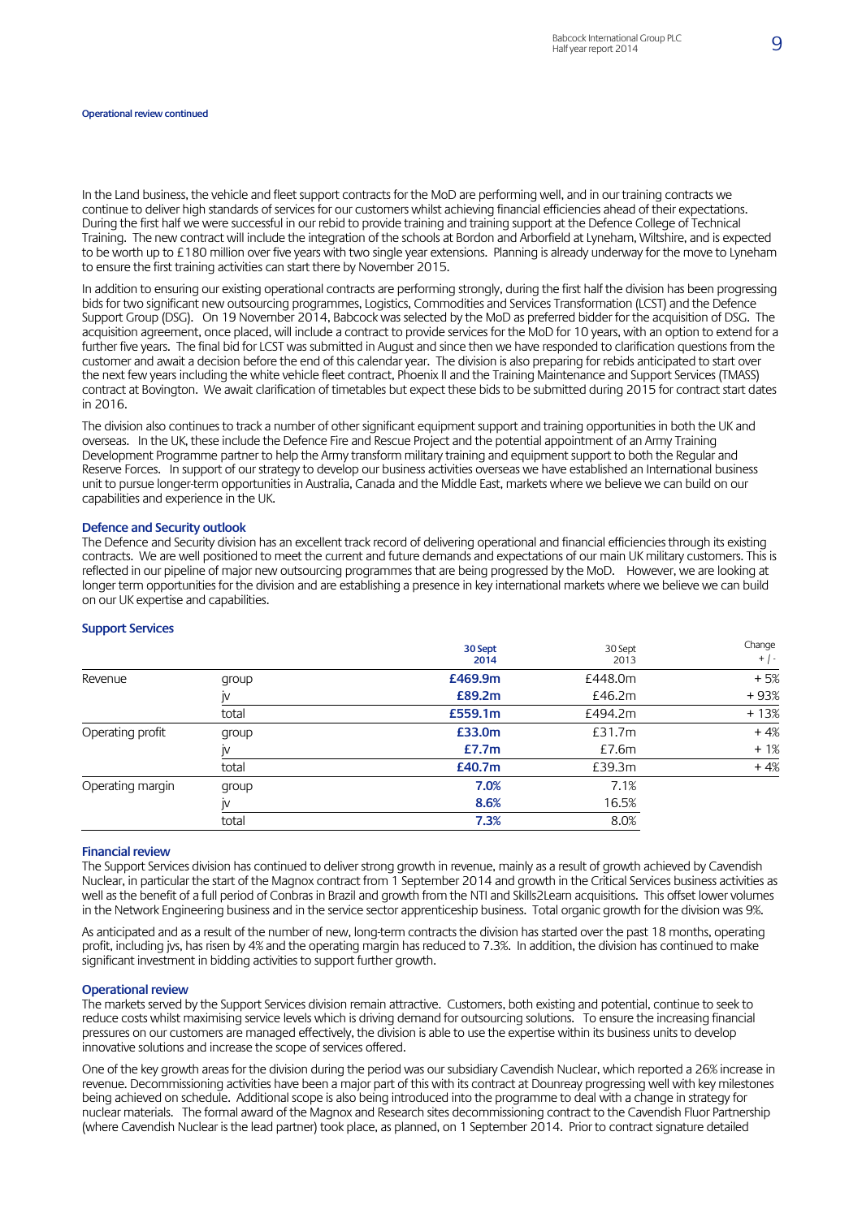**Operational review continued**

In the Land business, the vehicle and fleet support contracts for the MoD are performing well, and in our training contracts we continue to deliver high standards of services for our customers whilst achieving financial efficiencies ahead of their expectations. During the first half we were successful in our rebid to provide training and training support at the Defence College of Technical Training. The new contract will include the integration of the schools at Bordon and Arborfield at Lyneham, Wiltshire, and is expected to be worth up to £180 million over five years with two single year extensions. Planning is already underway for the move to Lyneham to ensure the first training activities can start there by November 2015.

In addition to ensuring our existing operational contracts are performing strongly, during the first half the division has been progressing bids for two significant new outsourcing programmes, Logistics, Commodities and Services Transformation (LCST) and the Defence Support Group (DSG). On 19 November 2014, Babcock was selected by the MoD as preferred bidder for the acquisition of DSG. The acquisition agreement, once placed, will include a contract to provide services for the MoD for 10 years, with an option to extend for a further five years. The final bid for LCST was submitted in August and since then we have responded to clarification questions from the customer and await a decision before the end of this calendar year. The division is also preparing for rebids anticipated to start over the next few years including the white vehicle fleet contract, Phoenix II and the Training Maintenance and Support Services (TMASS) contract at Bovington. We await clarification of timetables but expect these bids to be submitted during 2015 for contract start dates in 2016.

The division also continues to track a number of other significant equipment support and training opportunities in both the UK and overseas. In the UK, these include the Defence Fire and Rescue Project and the potential appointment of an Army Training Development Programme partner to help the Army transform military training and equipment support to both the Regular and Reserve Forces. In support of our strategy to develop our business activities overseas we have established an International business unit to pursue longer-term opportunities in Australia, Canada and the Middle East, markets where we believe we can build on our capabilities and experience in the UK.

### Defence and Security outlook

The Defence and Security division has an excellent track record of delivering operational and financial efficiencies through its existing contracts. We are well positioned to meet the current and future demands and expectations of our main UK military customers. This is reflected in our pipeline of major new outsourcing programmes that are being progressed by the MoD. However, we are looking at longer term opportunities for the division and are establishing a presence in key international markets where we believe we can build on our UK expertise and capabilities.

## Support Services

| | | **30 Sept 2014** | 30 Sept 2013 | Change + / - |
|---|---|---|---|---|
| Revenue | group | **£469.9m** | £448.0m | + 5% |
| | jv | **£89.2m** | £46.2m | + 93% |
| | total | **£559.1m** | £494.2m | + 13% |
| Operating profit | group | **£33.0m** | £31.7m | + 4% |
| | jv | **£7.7m** | £7.6m | + 1% |
| | total | **£40.7m** | £39.3m | + 4% |
| Operating margin | group | **7.0%** | 7.1% | |
| | jv | **8.6%** | 16.5% | |
| | total | **7.3%** | 8.0% | |

### Financial review

The Support Services division has continued to deliver strong growth in revenue, mainly as a result of growth achieved by Cavendish Nuclear, in particular the start of the Magnox contract from 1 September 2014 and growth in the Critical Services business activities as well as the benefit of a full period of Conbras in Brazil and growth from the NTI and Skills2Learn acquisitions. This offset lower volumes in the Network Engineering business and in the service sector apprenticeship business. Total organic growth for the division was 9%.

As anticipated and as a result of the number of new, long-term contracts the division has started over the past 18 months, operating profit, including jvs, has risen by 4% and the operating margin has reduced to 7.3%. In addition, the division has continued to make significant investment in bidding activities to support further growth.

### Operational review

The markets served by the Support Services division remain attractive. Customers, both existing and potential, continue to seek to reduce costs whilst maximising service levels which is driving demand for outsourcing solutions. To ensure the increasing financial pressures on our customers are managed effectively, the division is able to use the expertise within its business units to develop innovative solutions and increase the scope of services offered.

One of the key growth areas for the division during the period was our subsidiary Cavendish Nuclear, which reported a 26% increase in revenue. Decommissioning activities have been a major part of this with its contract at Dounreay progressing well with key milestones being achieved on schedule. Additional scope is also being introduced into the programme to deal with a change in strategy for nuclear materials. The formal award of the Magnox and Research sites decommissioning contract to the Cavendish Fluor Partnership (where Cavendish Nuclear is the lead partner) took place, as planned, on 1 September 2014. Prior to contract signature detailed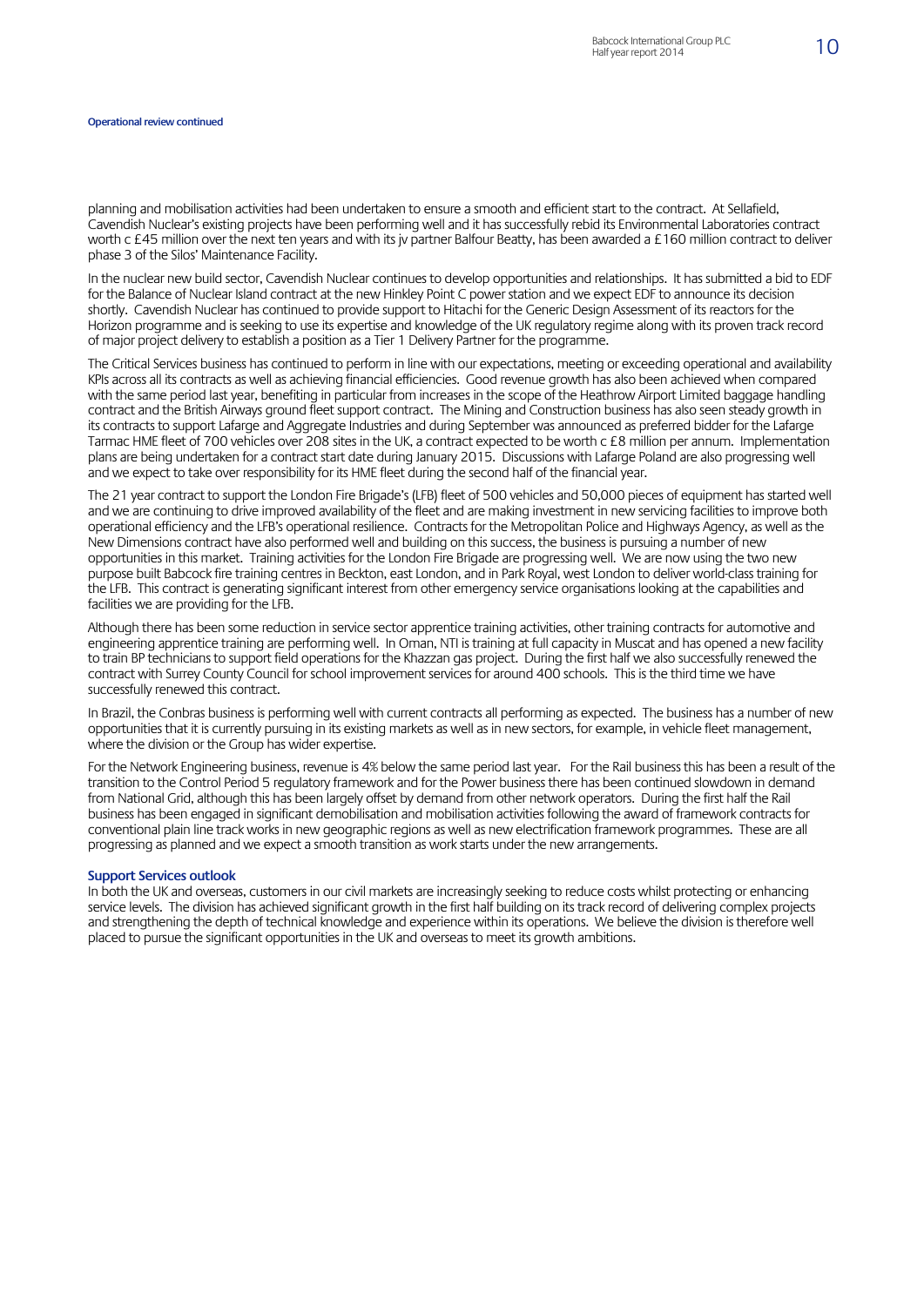**Operational review continued**

planning and mobilisation activities had been undertaken to ensure a smooth and efficient start to the contract. At Sellafield, Cavendish Nuclear's existing projects have been performing well and it has successfully rebid its Environmental Laboratories contract worth c £45 million over the next ten years and with its jv partner Balfour Beatty, has been awarded a £160 million contract to deliver phase 3 of the Silos' Maintenance Facility.

In the nuclear new build sector, Cavendish Nuclear continues to develop opportunities and relationships. It has submitted a bid to EDF for the Balance of Nuclear Island contract at the new Hinkley Point C power station and we expect EDF to announce its decision shortly. Cavendish Nuclear has continued to provide support to Hitachi for the Generic Design Assessment of its reactors for the Horizon programme and is seeking to use its expertise and knowledge of the UK regulatory regime along with its proven track record of major project delivery to establish a position as a Tier 1 Delivery Partner for the programme.

The Critical Services business has continued to perform in line with our expectations, meeting or exceeding operational and availability KPIs across all its contracts as well as achieving financial efficiencies. Good revenue growth has also been achieved when compared with the same period last year, benefiting in particular from increases in the scope of the Heathrow Airport Limited baggage handling contract and the British Airways ground fleet support contract. The Mining and Construction business has also seen steady growth in its contracts to support Lafarge and Aggregate Industries and during September was announced as preferred bidder for the Lafarge Tarmac HME fleet of 700 vehicles over 208 sites in the UK, a contract expected to be worth c £8 million per annum. Implementation plans are being undertaken for a contract start date during January 2015. Discussions with Lafarge Poland are also progressing well and we expect to take over responsibility for its HME fleet during the second half of the financial year.

The 21 year contract to support the London Fire Brigade's (LFB) fleet of 500 vehicles and 50,000 pieces of equipment has started well and we are continuing to drive improved availability of the fleet and are making investment in new servicing facilities to improve both operational efficiency and the LFB's operational resilience. Contracts for the Metropolitan Police and Highways Agency, as well as the New Dimensions contract have also performed well and building on this success, the business is pursuing a number of new opportunities in this market. Training activities for the London Fire Brigade are progressing well. We are now using the two new purpose built Babcock fire training centres in Beckton, east London, and in Park Royal, west London to deliver world-class training for the LFB. This contract is generating significant interest from other emergency service organisations looking at the capabilities and facilities we are providing for the LFB.

Although there has been some reduction in service sector apprentice training activities, other training contracts for automotive and engineering apprentice training are performing well. In Oman, NTI is training at full capacity in Muscat and has opened a new facility to train BP technicians to support field operations for the Khazzan gas project. During the first half we also successfully renewed the contract with Surrey County Council for school improvement services for around 400 schools. This is the third time we have successfully renewed this contract.

In Brazil, the Conbras business is performing well with current contracts all performing as expected. The business has a number of new opportunities that it is currently pursuing in its existing markets as well as in new sectors, for example, in vehicle fleet management, where the division or the Group has wider expertise.

For the Network Engineering business, revenue is 4% below the same period last year. For the Rail business this has been a result of the transition to the Control Period 5 regulatory framework and for the Power business there has been continued slowdown in demand from National Grid, although this has been largely offset by demand from other network operators. During the first half the Rail business has been engaged in significant demobilisation and mobilisation activities following the award of framework contracts for conventional plain line track works in new geographic regions as well as new electrification framework programmes. These are all progressing as planned and we expect a smooth transition as work starts under the new arrangements.

**Support Services outlook**

In both the UK and overseas, customers in our civil markets are increasingly seeking to reduce costs whilst protecting or enhancing service levels. The division has achieved significant growth in the first half building on its track record of delivering complex projects and strengthening the depth of technical knowledge and experience within its operations. We believe the division is therefore well placed to pursue the significant opportunities in the UK and overseas to meet its growth ambitions.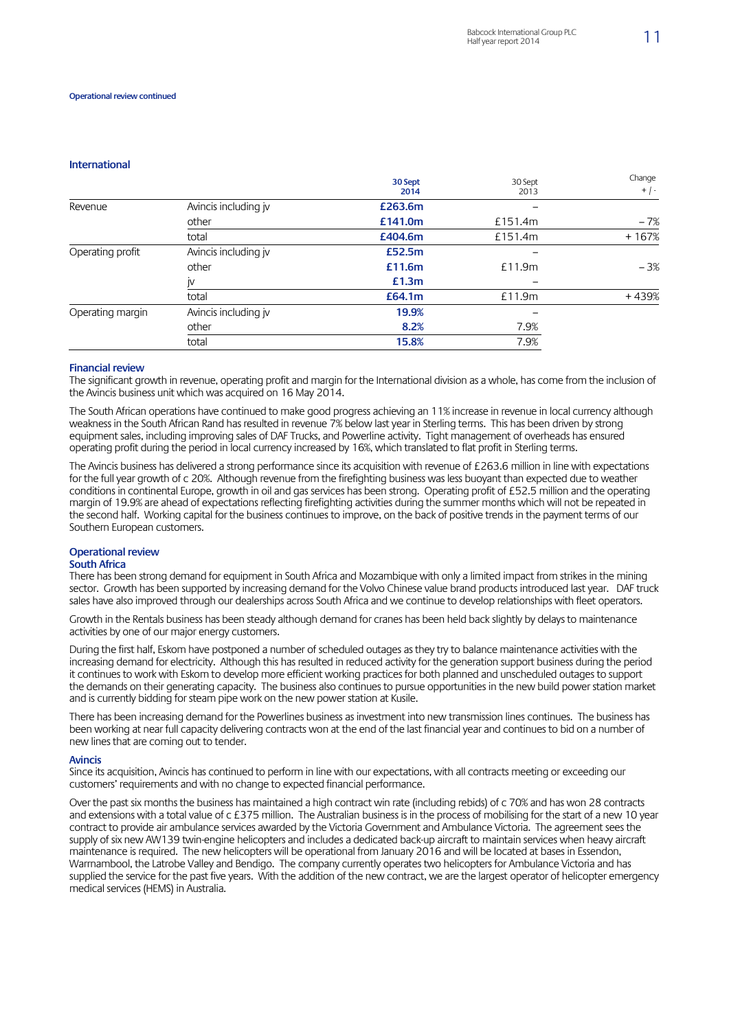Operational review continued

## International

| | | 30 Sept 2014 | 30 Sept 2013 | Change + / - |
|---|---|---|---|---|
| Revenue | Avincis including jv | **£263.6m** | – | |
| | other | **£141.0m** | £151.4m | – 7% |
| | total | **£404.6m** | £151.4m | + 167% |
| Operating profit | Avincis including jv | **£52.5m** | – | |
| | other | **£11.6m** | £11.9m | – 3% |
| | jv | **£1.3m** | – | |
| | total | **£64.1m** | £11.9m | + 439% |
| Operating margin | Avincis including jv | **19.9%** | – | |
| | other | **8.2%** | 7.9% | |
| | total | **15.8%** | 7.9% | |

### Financial review

The significant growth in revenue, operating profit and margin for the International division as a whole, has come from the inclusion of the Avincis business unit which was acquired on 16 May 2014.

The South African operations have continued to make good progress achieving an 11% increase in revenue in local currency although weakness in the South African Rand has resulted in revenue 7% below last year in Sterling terms. This has been driven by strong equipment sales, including improving sales of DAF Trucks, and Powerline activity. Tight management of overheads has ensured operating profit during the period in local currency increased by 16%, which translated to flat profit in Sterling terms.

The Avincis business has delivered a strong performance since its acquisition with revenue of £263.6 million in line with expectations for the full year growth of c 20%. Although revenue from the firefighting business was less buoyant than expected due to weather conditions in continental Europe, growth in oil and gas services has been strong. Operating profit of £52.5 million and the operating margin of 19.9% are ahead of expectations reflecting firefighting activities during the summer months which will not be repeated in the second half. Working capital for the business continues to improve, on the back of positive trends in the payment terms of our Southern European customers.

### Operational review

#### South Africa

There has been strong demand for equipment in South Africa and Mozambique with only a limited impact from strikes in the mining sector. Growth has been supported by increasing demand for the Volvo Chinese value brand products introduced last year. DAF truck sales have also improved through our dealerships across South Africa and we continue to develop relationships with fleet operators.

Growth in the Rentals business has been steady although demand for cranes has been held back slightly by delays to maintenance activities by one of our major energy customers.

During the first half, Eskom have postponed a number of scheduled outages as they try to balance maintenance activities with the increasing demand for electricity. Although this has resulted in reduced activity for the generation support business during the period it continues to work with Eskom to develop more efficient working practices for both planned and unscheduled outages to support the demands on their generating capacity. The business also continues to pursue opportunities in the new build power station market and is currently bidding for steam pipe work on the new power station at Kusile.

There has been increasing demand for the Powerlines business as investment into new transmission lines continues. The business has been working at near full capacity delivering contracts won at the end of the last financial year and continues to bid on a number of new lines that are coming out to tender.

#### Avincis

Since its acquisition, Avincis has continued to perform in line with our expectations, with all contracts meeting or exceeding our customers' requirements and with no change to expected financial performance.

Over the past six months the business has maintained a high contract win rate (including rebids) of c 70% and has won 28 contracts and extensions with a total value of c £375 million. The Australian business is in the process of mobilising for the start of a new 10 year contract to provide air ambulance services awarded by the Victoria Government and Ambulance Victoria. The agreement sees the supply of six new AW139 twin-engine helicopters and includes a dedicated back-up aircraft to maintain services when heavy aircraft maintenance is required. The new helicopters will be operational from January 2016 and will be located at bases in Essendon, Warrnambool, the Latrobe Valley and Bendigo. The company currently operates two helicopters for Ambulance Victoria and has supplied the service for the past five years. With the addition of the new contract, we are the largest operator of helicopter emergency medical services (HEMS) in Australia.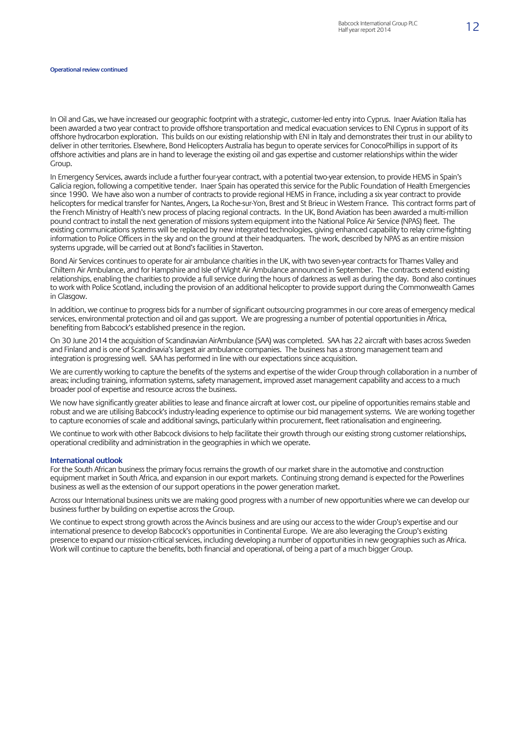**Operational review continued**

In Oil and Gas, we have increased our geographic footprint with a strategic, customer-led entry into Cyprus. Inaer Aviation Italia has been awarded a two year contract to provide offshore transportation and medical evacuation services to ENI Cyprus in support of its offshore hydrocarbon exploration. This builds on our existing relationship with ENI in Italy and demonstrates their trust in our ability to deliver in other territories. Elsewhere, Bond Helicopters Australia has begun to operate services for ConocoPhillips in support of its offshore activities and plans are in hand to leverage the existing oil and gas expertise and customer relationships within the wider Group.

In Emergency Services, awards include a further four-year contract, with a potential two-year extension, to provide HEMS in Spain's Galicia region, following a competitive tender. Inaer Spain has operated this service for the Public Foundation of Health Emergencies since 1990. We have also won a number of contracts to provide regional HEMS in France, including a six year contract to provide helicopters for medical transfer for Nantes, Angers, La Roche-sur-Yon, Brest and St Brieuc in Western France. This contract forms part of the French Ministry of Health's new process of placing regional contracts. In the UK, Bond Aviation has been awarded a multi-million pound contract to install the next generation of missions system equipment into the National Police Air Service (NPAS) fleet. The existing communications systems will be replaced by new integrated technologies, giving enhanced capability to relay crime-fighting information to Police Officers in the sky and on the ground at their headquarters. The work, described by NPAS as an entire mission systems upgrade, will be carried out at Bond's facilities in Staverton.

Bond Air Services continues to operate for air ambulance charities in the UK, with two seven-year contracts for Thames Valley and Chiltern Air Ambulance, and for Hampshire and Isle of Wight Air Ambulance announced in September. The contracts extend existing relationships, enabling the charities to provide a full service during the hours of darkness as well as during the day. Bond also continues to work with Police Scotland, including the provision of an additional helicopter to provide support during the Commonwealth Games in Glasgow.

In addition, we continue to progress bids for a number of significant outsourcing programmes in our core areas of emergency medical services, environmental protection and oil and gas support. We are progressing a number of potential opportunities in Africa, benefiting from Babcock's established presence in the region.

On 30 June 2014 the acquisition of Scandinavian AirAmbulance (SAA) was completed. SAA has 22 aircraft with bases across Sweden and Finland and is one of Scandinavia's largest air ambulance companies. The business has a strong management team and integration is progressing well. SAA has performed in line with our expectations since acquisition.

We are currently working to capture the benefits of the systems and expertise of the wider Group through collaboration in a number of areas; including training, information systems, safety management, improved asset management capability and access to a much broader pool of expertise and resource across the business.

We now have significantly greater abilities to lease and finance aircraft at lower cost, our pipeline of opportunities remains stable and robust and we are utilising Babcock's industry-leading experience to optimise our bid management systems. We are working together to capture economies of scale and additional savings, particularly within procurement, fleet rationalisation and engineering.

We continue to work with other Babcock divisions to help facilitate their growth through our existing strong customer relationships, operational credibility and administration in the geographies in which we operate.

## International outlook

For the South African business the primary focus remains the growth of our market share in the automotive and construction equipment market in South Africa, and expansion in our export markets. Continuing strong demand is expected for the Powerlines business as well as the extension of our support operations in the power generation market.

Across our International business units we are making good progress with a number of new opportunities where we can develop our business further by building on expertise across the Group.

We continue to expect strong growth across the Avincis business and are using our access to the wider Group's expertise and our international presence to develop Babcock's opportunities in Continental Europe. We are also leveraging the Group's existing presence to expand our mission-critical services, including developing a number of opportunities in new geographies such as Africa. Work will continue to capture the benefits, both financial and operational, of being a part of a much bigger Group.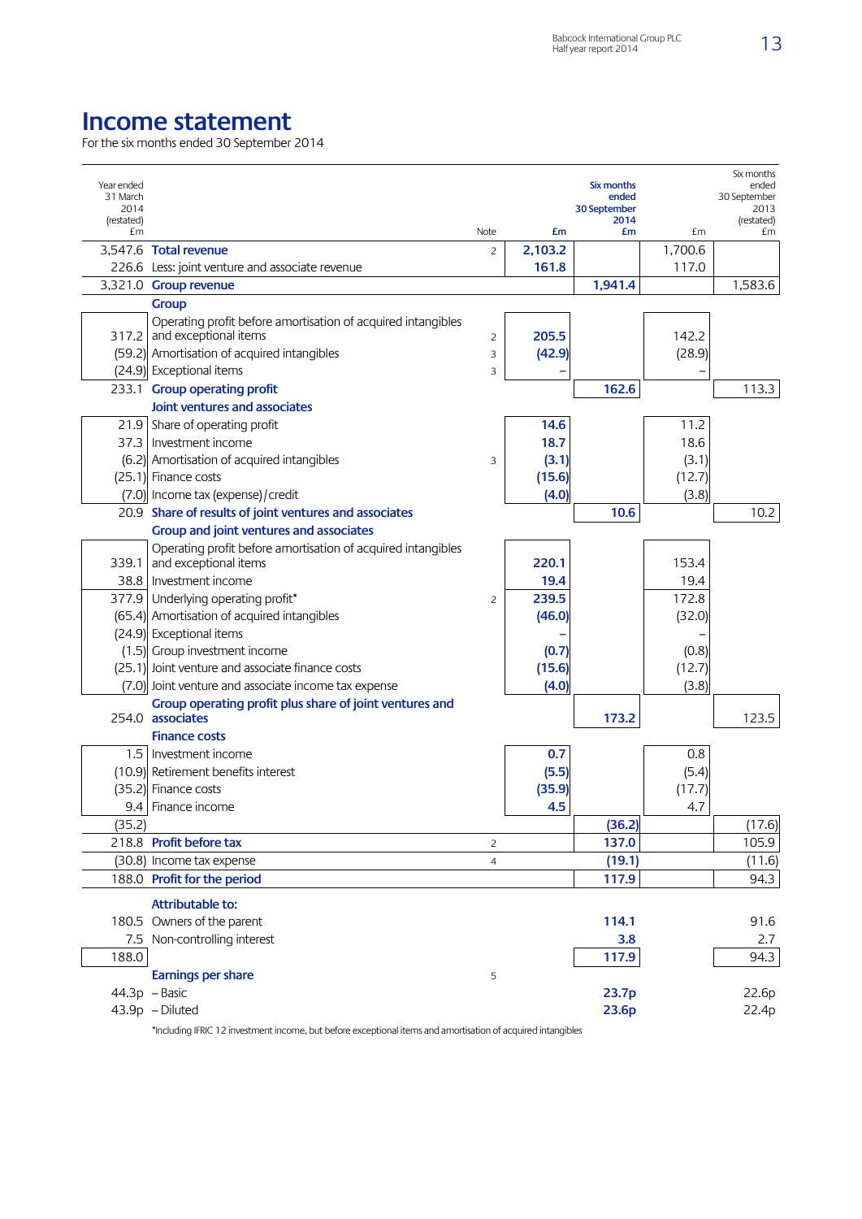# Income statement

For the six months ended 30 September 2014

| Year ended 31 March 2014 (restated) £m | | Note | £m | Six months ended 30 September 2014 £m | £m | Six months ended 30 September 2013 (restated) £m |
|---|---|---|---|---|---|---|
| 3,547.6 | **Total revenue** | 2 | 2,103.2 | | 1,700.6 | |
| 226.6 | Less: joint venture and associate revenue | | 161.8 | | 117.0 | |
| 3,321.0 | **Group revenue** | | | 1,941.4 | | 1,583.6 |
| | **Group** | | | | | |
| 317.2 | Operating profit before amortisation of acquired intangibles and exceptional items | 2 | 205.5 | | 142.2 | |
| (59.2) | Amortisation of acquired intangibles | 3 | (42.9) | | (28.9) | |
| (24.9) | Exceptional items | 3 | – | | – | |
| 233.1 | **Group operating profit** | | | 162.6 | | 113.3 |
| | **Joint ventures and associates** | | | | | |
| 21.9 | Share of operating profit | | 14.6 | | 11.2 | |
| 37.3 | Investment income | | 18.7 | | 18.6 | |
| (6.2) | Amortisation of acquired intangibles | 3 | (3.1) | | (3.1) | |
| (25.1) | Finance costs | | (15.6) | | (12.7) | |
| (7.0) | Income tax (expense)/credit | | (4.0) | | (3.8) | |
| 20.9 | **Share of results of joint ventures and associates** | | | 10.6 | | 10.2 |
| | **Group and joint ventures and associates** | | | | | |
| 339.1 | Operating profit before amortisation of acquired intangibles and exceptional items | | 220.1 | | 153.4 | |
| 38.8 | Investment income | | 19.4 | | 19.4 | |
| 377.9 | Underlying operating profit* | 2 | 239.5 | | 172.8 | |
| (65.4) | Amortisation of acquired intangibles | | (46.0) | | (32.0) | |
| (24.9) | Exceptional items | | – | | – | |
| (1.5) | Group investment income | | (0.7) | | (0.8) | |
| (25.1) | Joint venture and associate finance costs | | (15.6) | | (12.7) | |
| (7.0) | Joint venture and associate income tax expense | | (4.0) | | (3.8) | |
| 254.0 | **Group operating profit plus share of joint ventures and associates** | | | 173.2 | | 123.5 |
| | **Finance costs** | | | | | |
| 1.5 | Investment income | | 0.7 | | 0.8 | |
| (10.9) | Retirement benefits interest | | (5.5) | | (5.4) | |
| (35.2) | Finance costs | | (35.9) | | (17.7) | |
| 9.4 | Finance income | | 4.5 | | 4.7 | |
| (35.2) | | | | (36.2) | | (17.6) |
| 218.8 | **Profit before tax** | 2 | | 137.0 | | 105.9 |
| (30.8) | Income tax expense | 4 | | (19.1) | | (11.6) |
| 188.0 | **Profit for the period** | | | 117.9 | | 94.3 |
| | **Attributable to:** | | | | | |
| 180.5 | Owners of the parent | | | 114.1 | | 91.6 |
| 7.5 | Non-controlling interest | | | 3.8 | | 2.7 |
| 188.0 | | | | 117.9 | | 94.3 |
| | **Earnings per share** | 5 | | | | |
| 44.3p | – Basic | | | 23.7p | | 22.6p |
| 43.9p | – Diluted | | | 23.6p | | 22.4p |

*Including IFRIC 12 investment income, but before exceptional items and amortisation of acquired intangibles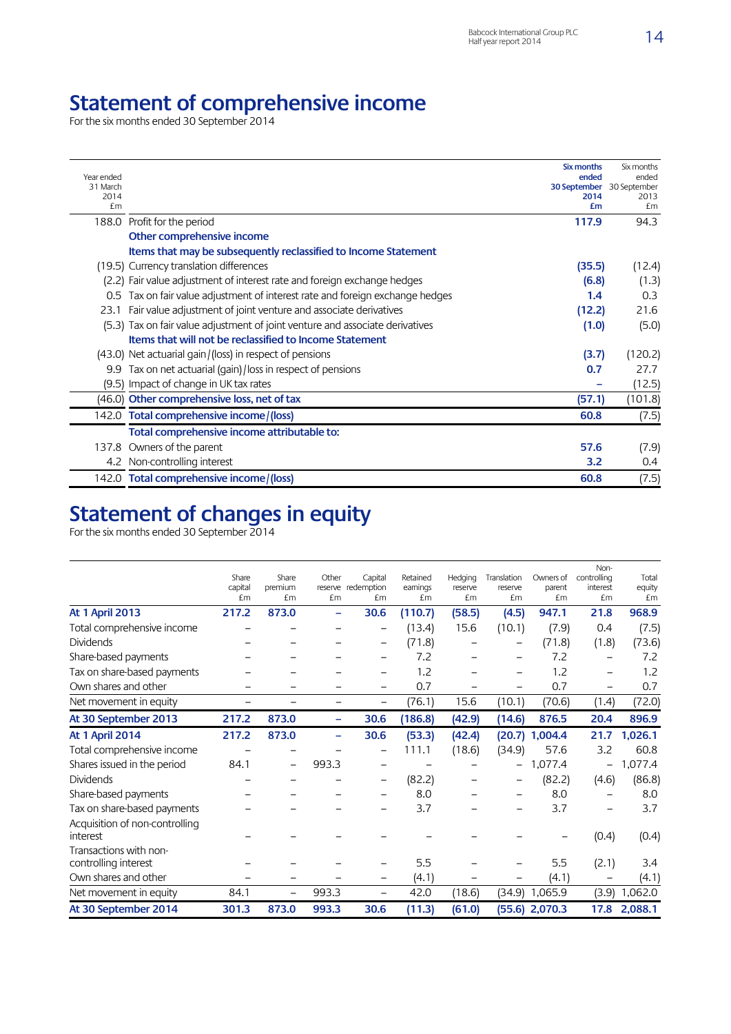# Statement of comprehensive income

For the six months ended 30 September 2014

| Year ended 31 March 2014 £m | | Six months ended 30 September 2014 £m | Six months ended 30 September 2013 £m |
|---|---|---|---|
| 188.0 | Profit for the period | **117.9** | 94.3 |
| | **Other comprehensive income** | | |
| | **Items that may be subsequently reclassified to Income Statement** | | |
| (19.5) | Currency translation differences | **(35.5)** | (12.4) |
| (2.2) | Fair value adjustment of interest rate and foreign exchange hedges | **(6.8)** | (1.3) |
| 0.5 | Tax on fair value adjustment of interest rate and foreign exchange hedges | **1.4** | 0.3 |
| 23.1 | Fair value adjustment of joint venture and associate derivatives | **(12.2)** | 21.6 |
| (5.3) | Tax on fair value adjustment of joint venture and associate derivatives | **(1.0)** | (5.0) |
| | **Items that will not be reclassified to Income Statement** | | |
| (43.0) | Net actuarial gain/(loss) in respect of pensions | **(3.7)** | (120.2) |
| 9.9 | Tax on net actuarial (gain)/loss in respect of pensions | **0.7** | 27.7 |
| (9.5) | Impact of change in UK tax rates | **–** | (12.5) |
| (46.0) | **Other comprehensive loss, net of tax** | **(57.1)** | (101.8) |
| 142.0 | **Total comprehensive income/(loss)** | **60.8** | (7.5) |
| | **Total comprehensive income attributable to:** | | |
| 137.8 | Owners of the parent | **57.6** | (7.9) |
| 4.2 | Non-controlling interest | **3.2** | 0.4 |
| 142.0 | **Total comprehensive income/(loss)** | **60.8** | (7.5) |

# Statement of changes in equity

For the six months ended 30 September 2014

| | Share capital £m | Share premium £m | Other reserve £m | Capital redemption £m | Retained earnings £m | Hedging reserve £m | Translation reserve £m | Owners of parent £m | Non-controlling interest £m | Total equity £m |
|---|---|---|---|---|---|---|---|---|---|---|
| **At 1 April 2013** | **217.2** | **873.0** | **–** | **30.6** | **(110.7)** | **(58.5)** | **(4.5)** | **947.1** | **21.8** | **968.9** |
| Total comprehensive income | – | – | – | – | (13.4) | 15.6 | (10.1) | (7.9) | 0.4 | (7.5) |
| Dividends | – | – | – | – | (71.8) | – | – | (71.8) | (1.8) | (73.6) |
| Share-based payments | – | – | – | – | 7.2 | – | – | 7.2 | – | 7.2 |
| Tax on share-based payments | – | – | – | – | 1.2 | – | – | 1.2 | – | 1.2 |
| Own shares and other | – | – | – | – | 0.7 | – | – | 0.7 | – | 0.7 |
| Net movement in equity | – | – | – | – | (76.1) | 15.6 | (10.1) | (70.6) | (1.4) | (72.0) |
| **At 30 September 2013** | **217.2** | **873.0** | **–** | **30.6** | **(186.8)** | **(42.9)** | **(14.6)** | **876.5** | **20.4** | **896.9** |
| **At 1 April 2014** | **217.2** | **873.0** | **–** | **30.6** | **(53.3)** | **(42.4)** | **(20.7)** | **1,004.4** | **21.7** | **1,026.1** |
| Total comprehensive income | – | – | – | – | 111.1 | (18.6) | (34.9) | 57.6 | 3.2 | 60.8 |
| Shares issued in the period | 84.1 | – | 993.3 | – | – | – | – | 1,077.4 | – | 1,077.4 |
| Dividends | – | – | – | – | (82.2) | – | – | (82.2) | (4.6) | (86.8) |
| Share-based payments | – | – | – | – | 8.0 | – | – | 8.0 | – | 8.0 |
| Tax on share-based payments | – | – | – | – | 3.7 | – | – | 3.7 | – | 3.7 |
| Acquisition of non-controlling interest | – | – | – | – | – | – | – | – | (0.4) | (0.4) |
| Transactions with non-controlling interest | – | – | – | – | 5.5 | – | – | 5.5 | (2.1) | 3.4 |
| Own shares and other | – | – | – | – | (4.1) | – | – | (4.1) | – | (4.1) |
| Net movement in equity | 84.1 | – | 993.3 | – | 42.0 | (18.6) | (34.9) | 1,065.9 | (3.9) | 1,062.0 |
| **At 30 September 2014** | **301.3** | **873.0** | **993.3** | **30.6** | **(11.3)** | **(61.0)** | **(55.6)** | **2,070.3** | **17.8** | **2,088.1** |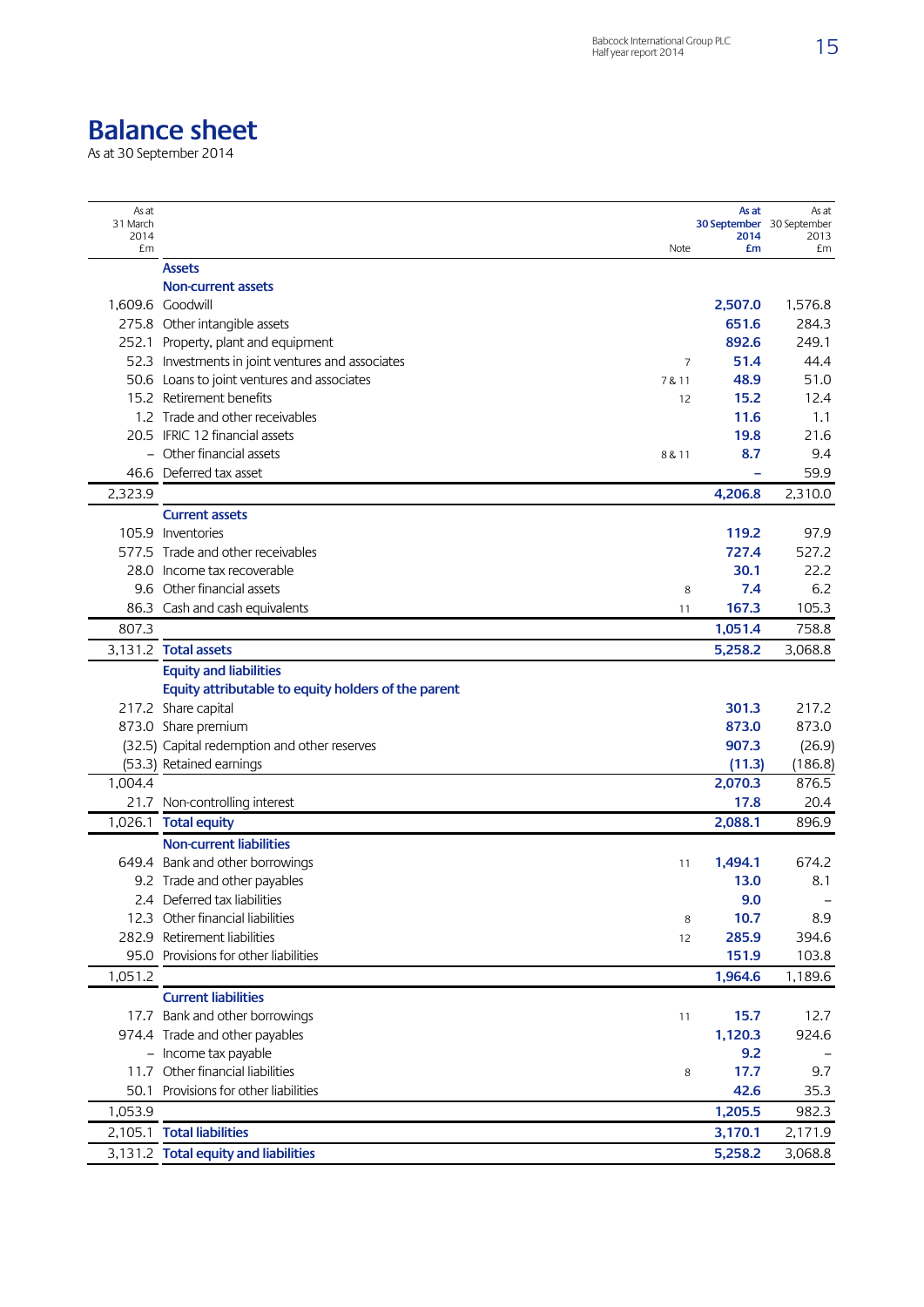# Balance sheet

As at 30 September 2014

| As at 31 March 2014 £m | | Note | As at 30 September 2014 £m | As at 30 September 2013 £m |
|---|---|---|---|---|
| | **Assets** | | | |
| | **Non-current assets** | | | |
| 1,609.6 | Goodwill | | **2,507.0** | 1,576.8 |
| 275.8 | Other intangible assets | | **651.6** | 284.3 |
| 252.1 | Property, plant and equipment | | **892.6** | 249.1 |
| 52.3 | Investments in joint ventures and associates | 7 | **51.4** | 44.4 |
| 50.6 | Loans to joint ventures and associates | 7 & 11 | **48.9** | 51.0 |
| 15.2 | Retirement benefits | 12 | **15.2** | 12.4 |
| 1.2 | Trade and other receivables | | **11.6** | 1.1 |
| 20.5 | IFRIC 12 financial assets | | **19.8** | 21.6 |
| – | Other financial assets | 8 & 11 | **8.7** | 9.4 |
| 46.6 | Deferred tax asset | | **–** | 59.9 |
| 2,323.9 | | | **4,206.8** | 2,310.0 |
| | **Current assets** | | | |
| 105.9 | Inventories | | **119.2** | 97.9 |
| 577.5 | Trade and other receivables | | **727.4** | 527.2 |
| 28.0 | Income tax recoverable | | **30.1** | 22.2 |
| 9.6 | Other financial assets | 8 | **7.4** | 6.2 |
| 86.3 | Cash and cash equivalents | 11 | **167.3** | 105.3 |
| 807.3 | | | **1,051.4** | 758.8 |
| 3,131.2 | **Total assets** | | **5,258.2** | 3,068.8 |
| | **Equity and liabilities** | | | |
| | **Equity attributable to equity holders of the parent** | | | |
| 217.2 | Share capital | | **301.3** | 217.2 |
| 873.0 | Share premium | | **873.0** | 873.0 |
| (32.5) | Capital redemption and other reserves | | **907.3** | (26.9) |
| (53.3) | Retained earnings | | **(11.3)** | (186.8) |
| 1,004.4 | | | **2,070.3** | 876.5 |
| 21.7 | Non-controlling interest | | **17.8** | 20.4 |
| 1,026.1 | **Total equity** | | **2,088.1** | 896.9 |
| | **Non-current liabilities** | | | |
| 649.4 | Bank and other borrowings | 11 | **1,494.1** | 674.2 |
| 9.2 | Trade and other payables | | **13.0** | 8.1 |
| 2.4 | Deferred tax liabilities | | **9.0** | – |
| 12.3 | Other financial liabilities | 8 | **10.7** | 8.9 |
| 282.9 | Retirement liabilities | 12 | **285.9** | 394.6 |
| 95.0 | Provisions for other liabilities | | **151.9** | 103.8 |
| 1,051.2 | | | **1,964.6** | 1,189.6 |
| | **Current liabilities** | | | |
| 17.7 | Bank and other borrowings | 11 | **15.7** | 12.7 |
| 974.4 | Trade and other payables | | **1,120.3** | 924.6 |
| – | Income tax payable | | **9.2** | – |
| 11.7 | Other financial liabilities | 8 | **17.7** | 9.7 |
| 50.1 | Provisions for other liabilities | | **42.6** | 35.3 |
| 1,053.9 | | | **1,205.5** | 982.3 |
| 2,105.1 | **Total liabilities** | | **3,170.1** | 2,171.9 |
| 3,131.2 | **Total equity and liabilities** | | **5,258.2** | 3,068.8 |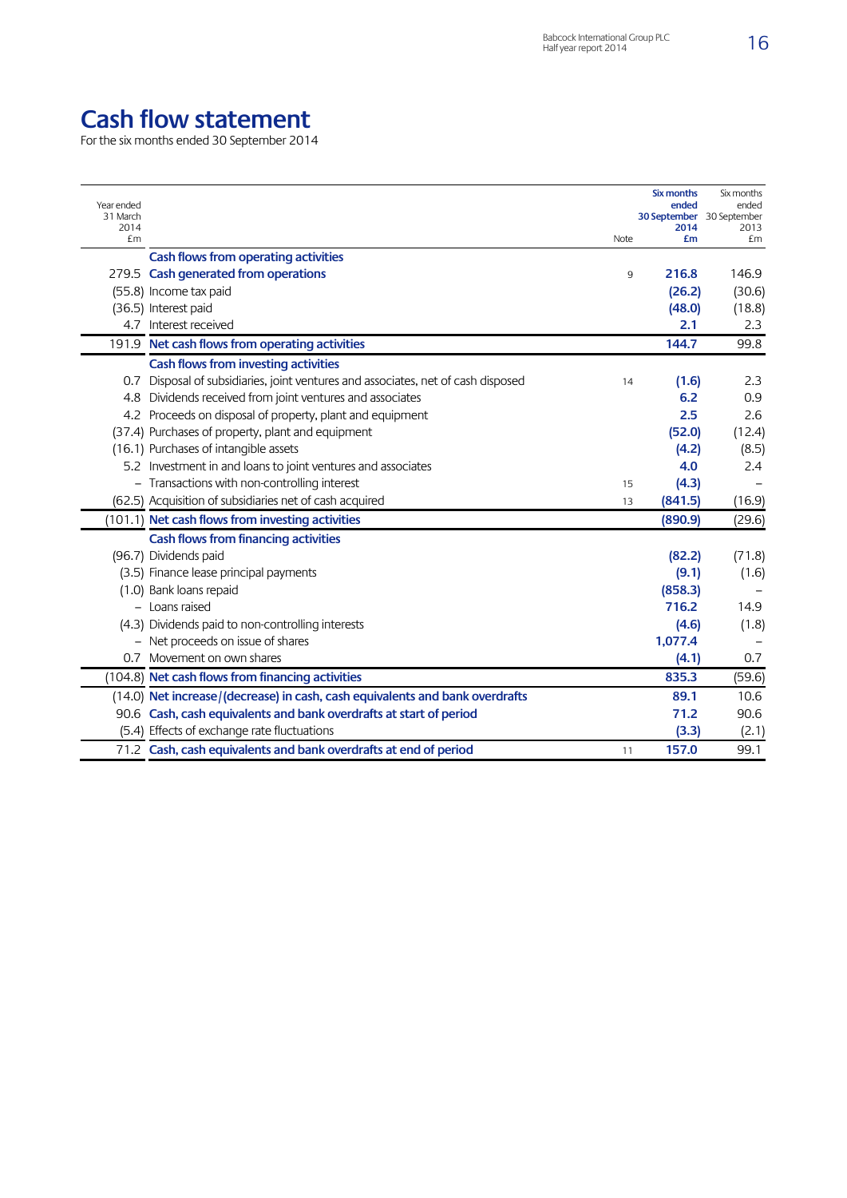# Cash flow statement

For the six months ended 30 September 2014

| Year ended 31 March 2014 £m | | Note | Six months ended 30 September 2014 £m | Six months ended 30 September 2013 £m |
|---|---|---|---|---|
| | **Cash flows from operating activities** | | | |
| 279.5 | **Cash generated from operations** | 9 | **216.8** | 146.9 |
| (55.8) | Income tax paid | | **(26.2)** | (30.6) |
| (36.5) | Interest paid | | **(48.0)** | (18.8) |
| 4.7 | Interest received | | **2.1** | 2.3 |
| 191.9 | **Net cash flows from operating activities** | | **144.7** | 99.8 |
| | **Cash flows from investing activities** | | | |
| 0.7 | Disposal of subsidiaries, joint ventures and associates, net of cash disposed | 14 | **(1.6)** | 2.3 |
| 4.8 | Dividends received from joint ventures and associates | | **6.2** | 0.9 |
| 4.2 | Proceeds on disposal of property, plant and equipment | | **2.5** | 2.6 |
| (37.4) | Purchases of property, plant and equipment | | **(52.0)** | (12.4) |
| (16.1) | Purchases of intangible assets | | **(4.2)** | (8.5) |
| 5.2 | Investment in and loans to joint ventures and associates | | **4.0** | 2.4 |
| – | Transactions with non-controlling interest | 15 | **(4.3)** | – |
| (62.5) | Acquisition of subsidiaries net of cash acquired | 13 | **(841.5)** | (16.9) |
| (101.1) | **Net cash flows from investing activities** | | **(890.9)** | (29.6) |
| | **Cash flows from financing activities** | | | |
| (96.7) | Dividends paid | | **(82.2)** | (71.8) |
| (3.5) | Finance lease principal payments | | **(9.1)** | (1.6) |
| (1.0) | Bank loans repaid | | **(858.3)** | – |
| – | Loans raised | | **716.2** | 14.9 |
| (4.3) | Dividends paid to non-controlling interests | | **(4.6)** | (1.8) |
| – | Net proceeds on issue of shares | | **1,077.4** | – |
| 0.7 | Movement on own shares | | **(4.1)** | 0.7 |
| (104.8) | **Net cash flows from financing activities** | | **835.3** | (59.6) |
| (14.0) | **Net increase/(decrease) in cash, cash equivalents and bank overdrafts** | | **89.1** | 10.6 |
| 90.6 | **Cash, cash equivalents and bank overdrafts at start of period** | | **71.2** | 90.6 |
| (5.4) | Effects of exchange rate fluctuations | | **(3.3)** | (2.1) |
| 71.2 | **Cash, cash equivalents and bank overdrafts at end of period** | 11 | **157.0** | 99.1 |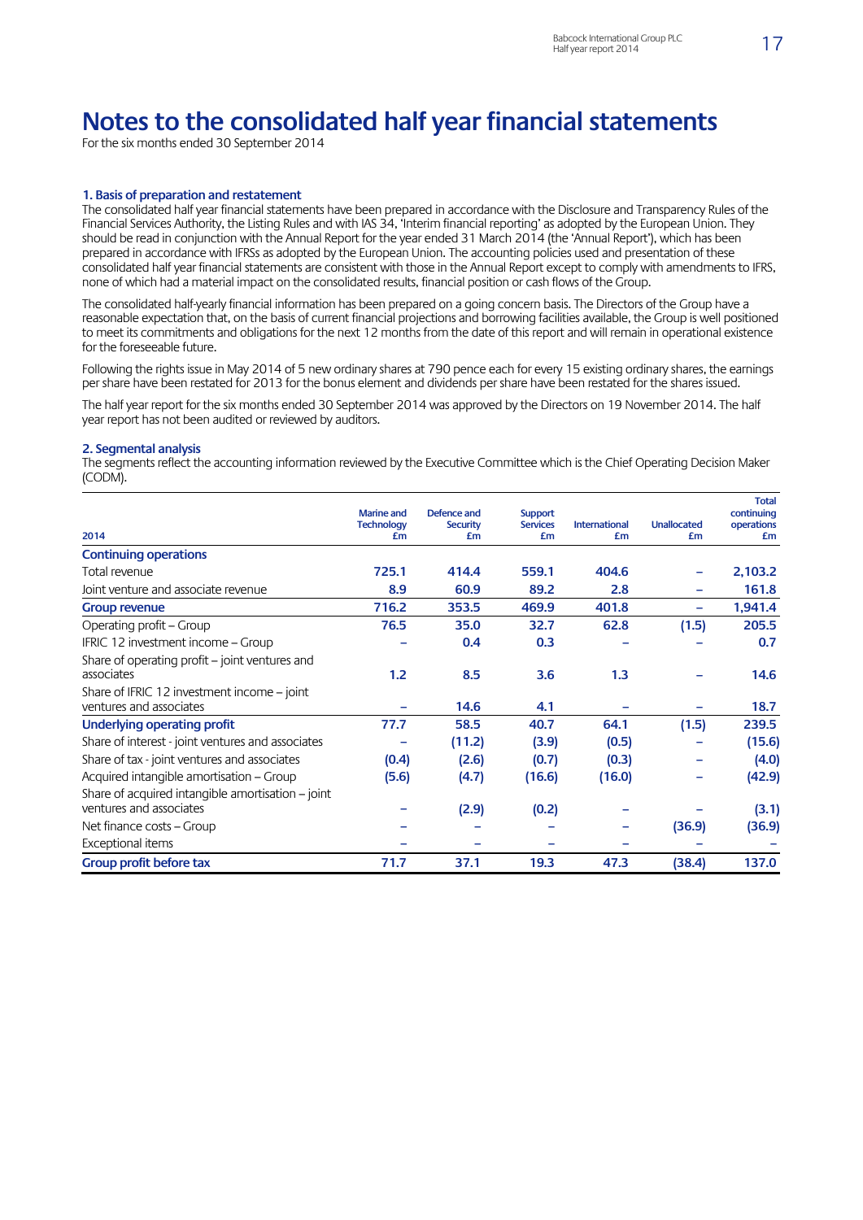# Notes to the consolidated half year financial statements

For the six months ended 30 September 2014

### 1. Basis of preparation and restatement

The consolidated half year financial statements have been prepared in accordance with the Disclosure and Transparency Rules of the Financial Services Authority, the Listing Rules and with IAS 34, 'Interim financial reporting' as adopted by the European Union. They should be read in conjunction with the Annual Report for the year ended 31 March 2014 (the 'Annual Report'), which has been prepared in accordance with IFRSs as adopted by the European Union. The accounting policies used and presentation of these consolidated half year financial statements are consistent with those in the Annual Report except to comply with amendments to IFRS, none of which had a material impact on the consolidated results, financial position or cash flows of the Group.

The consolidated half-yearly financial information has been prepared on a going concern basis. The Directors of the Group have a reasonable expectation that, on the basis of current financial projections and borrowing facilities available, the Group is well positioned to meet its commitments and obligations for the next 12 months from the date of this report and will remain in operational existence for the foreseeable future.

Following the rights issue in May 2014 of 5 new ordinary shares at 790 pence each for every 15 existing ordinary shares, the earnings per share have been restated for 2013 for the bonus element and dividends per share have been restated for the shares issued.

The half year report for the six months ended 30 September 2014 was approved by the Directors on 19 November 2014. The half year report has not been audited or reviewed by auditors.

### 2. Segmental analysis

The segments reflect the accounting information reviewed by the Executive Committee which is the Chief Operating Decision Maker (CODM).

| 2014 | Marine and Technology £m | Defence and Security £m | Support Services £m | International £m | Unallocated £m | Total continuing operations £m |
|---|---|---|---|---|---|---|
| **Continuing operations** | | | | | | |
| Total revenue | 725.1 | 414.4 | 559.1 | 404.6 | – | 2,103.2 |
| Joint venture and associate revenue | 8.9 | 60.9 | 89.2 | 2.8 | – | 161.8 |
| **Group revenue** | **716.2** | **353.5** | **469.9** | **401.8** | **–** | **1,941.4** |
| Operating profit – Group | 76.5 | 35.0 | 32.7 | 62.8 | (1.5) | 205.5 |
| IFRIC 12 investment income – Group | – | 0.4 | 0.3 | – | – | 0.7 |
| Share of operating profit – joint ventures and associates | 1.2 | 8.5 | 3.6 | 1.3 | – | 14.6 |
| Share of IFRIC 12 investment income – joint ventures and associates | – | 14.6 | 4.1 | – | – | 18.7 |
| **Underlying operating profit** | **77.7** | **58.5** | **40.7** | **64.1** | **(1.5)** | **239.5** |
| Share of interest - joint ventures and associates | – | (11.2) | (3.9) | (0.5) | – | (15.6) |
| Share of tax - joint ventures and associates | (0.4) | (2.6) | (0.7) | (0.3) | – | (4.0) |
| Acquired intangible amortisation – Group | (5.6) | (4.7) | (16.6) | (16.0) | – | (42.9) |
| Share of acquired intangible amortisation – joint ventures and associates | – | (2.9) | (0.2) | – | – | (3.1) |
| Net finance costs – Group | – | – | – | – | (36.9) | (36.9) |
| Exceptional items | – | – | – | – | – | – |
| **Group profit before tax** | **71.7** | **37.1** | **19.3** | **47.3** | **(38.4)** | **137.0** |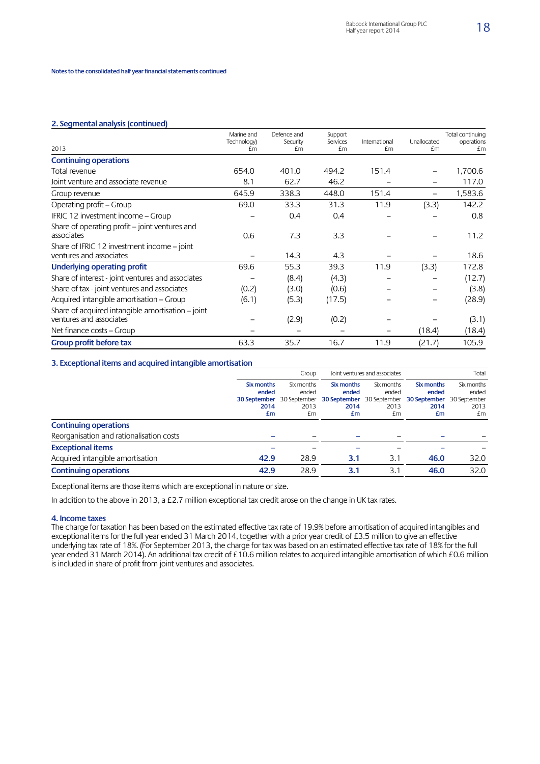Notes to the consolidated half year financial statements continued

## 2. Segmental analysis (continued)

| 2013 | Marine and Technology) £m | Defence and Security £m | Support Services £m | International £m | Unallocated £m | Total continuing operations £m |
|---|---|---|---|---|---|---|
| **Continuing operations** | | | | | | |
| Total revenue | 654.0 | 401.0 | 494.2 | 151.4 | – | 1,700.6 |
| Joint venture and associate revenue | 8.1 | 62.7 | 46.2 | – | – | 117.0 |
| Group revenue | 645.9 | 338.3 | 448.0 | 151.4 | – | 1,583.6 |
| Operating profit – Group | 69.0 | 33.3 | 31.3 | 11.9 | (3.3) | 142.2 |
| IFRIC 12 investment income – Group | – | 0.4 | 0.4 | – | – | 0.8 |
| Share of operating profit – joint ventures and associates | 0.6 | 7.3 | 3.3 | – | – | 11.2 |
| Share of IFRIC 12 investment income – joint ventures and associates | – | 14.3 | 4.3 | – | – | 18.6 |
| **Underlying operating profit** | 69.6 | 55.3 | 39.3 | 11.9 | (3.3) | 172.8 |
| Share of interest - joint ventures and associates | – | (8.4) | (4.3) | – | – | (12.7) |
| Share of tax - joint ventures and associates | (0.2) | (3.0) | (0.6) | – | – | (3.8) |
| Acquired intangible amortisation – Group | (6.1) | (5.3) | (17.5) | – | – | (28.9) |
| Share of acquired intangible amortisation – joint ventures and associates | – | (2.9) | (0.2) | – | – | (3.1) |
| Net finance costs – Group | – | – | – | – | (18.4) | (18.4) |
| **Group profit before tax** | 63.3 | 35.7 | 16.7 | 11.9 | (21.7) | 105.9 |

## 3. Exceptional items and acquired intangible amortisation

| | Group | | Joint ventures and associates | | Total | |
|---|---|---|---|---|---|---|
| | **Six months ended 30 September 2014 £m** | Six months ended 30 September 2013 £m | **Six months ended 30 September 2014 £m** | Six months ended 30 September 2013 £m | **Six months ended 30 September 2014 £m** | Six months ended 30 September 2013 £m |
| **Continuing operations** | | | | | | |
| Reorganisation and rationalisation costs | **–** | – | **–** | – | **–** | – |
| **Exceptional items** | **–** | – | **–** | – | **–** | – |
| Acquired intangible amortisation | **42.9** | 28.9 | **3.1** | 3.1 | **46.0** | 32.0 |
| **Continuing operations** | **42.9** | 28.9 | **3.1** | 3.1 | **46.0** | 32.0 |

Exceptional items are those items which are exceptional in nature or size.

In addition to the above in 2013, a £2.7 million exceptional tax credit arose on the change in UK tax rates.

## 4. Income taxes

The charge for taxation has been based on the estimated effective tax rate of 19.9% before amortisation of acquired intangibles and exceptional items for the full year ended 31 March 2014, together with a prior year credit of £3.5 million to give an effective underlying tax rate of 18%. (For September 2013, the charge for tax was based on an estimated effective tax rate of 18% for the full year ended 31 March 2014). An additional tax credit of £10.6 million relates to acquired intangible amortisation of which £0.6 million is included in share of profit from joint ventures and associates.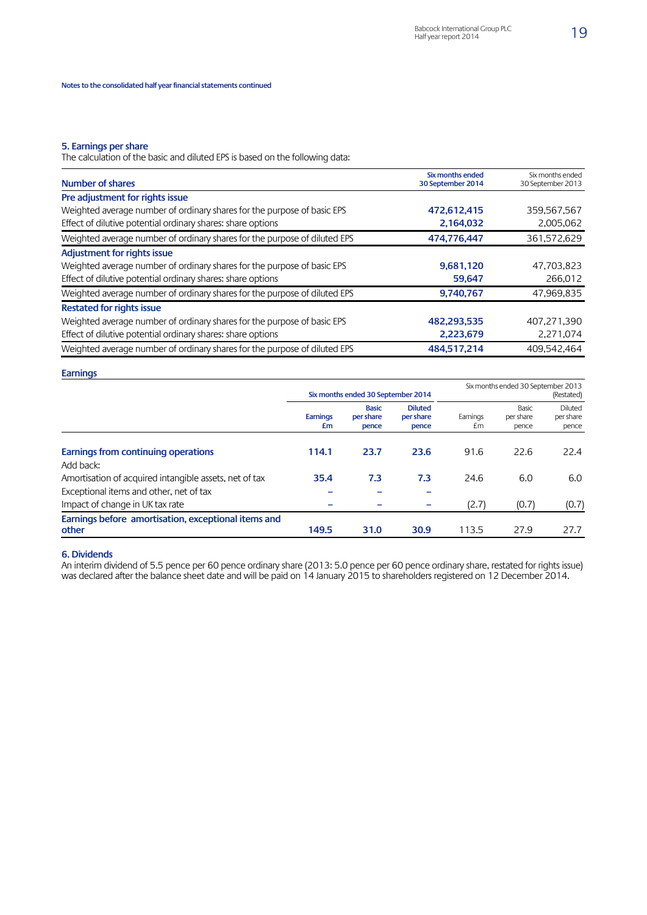Notes to the consolidated half year financial statements continued

## 5. Earnings per share

The calculation of the basic and diluted EPS is based on the following data:

| Number of shares | Six months ended 30 September 2014 | Six months ended 30 September 2013 |
|---|---|---|
| **Pre adjustment for rights issue** | | |
| Weighted average number of ordinary shares for the purpose of basic EPS | 472,612,415 | 359,567,567 |
| Effect of dilutive potential ordinary shares: share options | 2,164,032 | 2,005,062 |
| Weighted average number of ordinary shares for the purpose of diluted EPS | 474,776,447 | 361,572,629 |
| **Adjustment for rights issue** | | |
| Weighted average number of ordinary shares for the purpose of basic EPS | 9,681,120 | 47,703,823 |
| Effect of dilutive potential ordinary shares: share options | 59,647 | 266,012 |
| Weighted average number of ordinary shares for the purpose of diluted EPS | 9,740,767 | 47,969,835 |
| **Restated for rights issue** | | |
| Weighted average number of ordinary shares for the purpose of basic EPS | 482,293,535 | 407,271,390 |
| Effect of dilutive potential ordinary shares: share options | 2,223,679 | 2,271,074 |
| Weighted average number of ordinary shares for the purpose of diluted EPS | 484,517,214 | 409,542,464 |

**Earnings**

| | Six months ended 30 September 2014 | | | Six months ended 30 September 2013 (Restated) | | |
|---|---|---|---|---|---|---|
| | Earnings £m | Basic per share pence | Diluted per share pence | Earnings £m | Basic per share pence | Diluted per share pence |
| **Earnings from continuing operations** | 114.1 | 23.7 | 23.6 | 91.6 | 22.6 | 22.4 |
| Add back: | | | | | | |
| Amortisation of acquired intangible assets, net of tax | 35.4 | 7.3 | 7.3 | 24.6 | 6.0 | 6.0 |
| Exceptional items and other, net of tax | – | – | – | | | |
| Impact of change in UK tax rate | – | – | – | (2.7) | (0.7) | (0.7) |
| **Earnings before amortisation, exceptional items and other** | 149.5 | 31.0 | 30.9 | 113.5 | 27.9 | 27.7 |

## 6. Dividends

An interim dividend of 5.5 pence per 60 pence ordinary share (2013: 5.0 pence per 60 pence ordinary share, restated for rights issue) was declared after the balance sheet date and will be paid on 14 January 2015 to shareholders registered on 12 December 2014.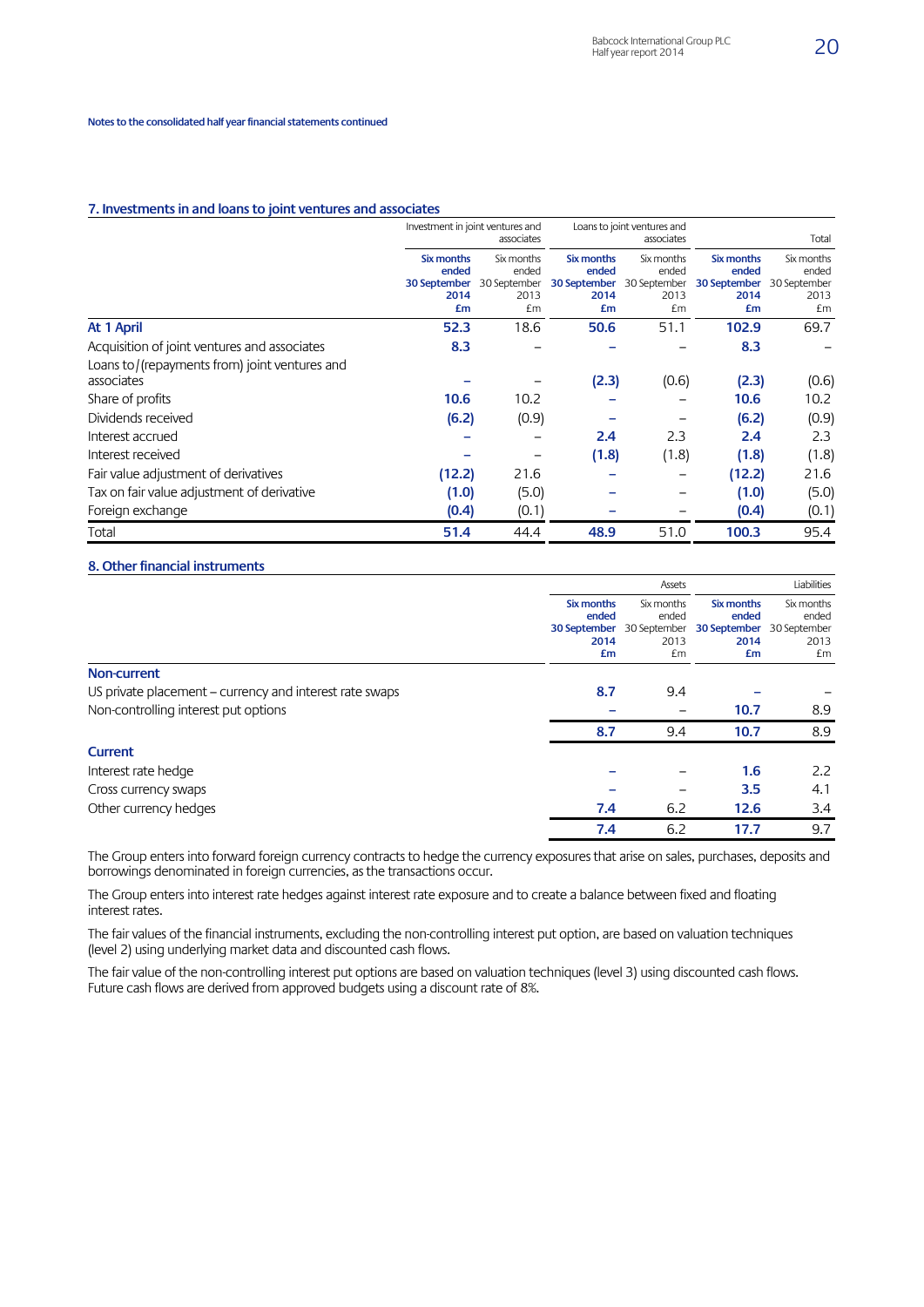Notes to the consolidated half year financial statements continued

## 7. Investments in and loans to joint ventures and associates

| | Investment in joint ventures and associates | | Loans to joint ventures and associates | | Total | |
|---|---|---|---|---|---|---|
| | **Six months ended 30 September 2014 £m** | Six months ended 30 September 2013 £m | **Six months ended 30 September 2014 £m** | Six months ended 30 September 2013 £m | **Six months ended 30 September 2014 £m** | Six months ended 30 September 2013 £m |
| **At 1 April** | **52.3** | 18.6 | **50.6** | 51.1 | **102.9** | 69.7 |
| Acquisition of joint ventures and associates | **8.3** | – | **–** | – | **8.3** | – |
| Loans to/(repayments from) joint ventures and associates | **–** | – | **(2.3)** | (0.6) | **(2.3)** | (0.6) |
| Share of profits | **10.6** | 10.2 | **–** | – | **10.6** | 10.2 |
| Dividends received | **(6.2)** | (0.9) | **–** | – | **(6.2)** | (0.9) |
| Interest accrued | **–** | – | **2.4** | 2.3 | **2.4** | 2.3 |
| Interest received | **–** | – | **(1.8)** | (1.8) | **(1.8)** | (1.8) |
| Fair value adjustment of derivatives | **(12.2)** | 21.6 | **–** | – | **(12.2)** | 21.6 |
| Tax on fair value adjustment of derivative | **(1.0)** | (5.0) | **–** | – | **(1.0)** | (5.0) |
| Foreign exchange | **(0.4)** | (0.1) | **–** | – | **(0.4)** | (0.1) |
| Total | **51.4** | 44.4 | **48.9** | 51.0 | **100.3** | 95.4 |

## 8. Other financial instruments

| | Assets | | Liabilities | |
|---|---|---|---|---|
| | **Six months ended 30 September 2014 £m** | Six months ended 30 September 2013 £m | **Six months ended 30 September 2014 £m** | Six months ended 30 September 2013 £m |
| **Non-current** | | | | |
| US private placement – currency and interest rate swaps | **8.7** | 9.4 | **–** | – |
| Non-controlling interest put options | **–** | – | **10.7** | 8.9 |
| | **8.7** | 9.4 | **10.7** | 8.9 |
| **Current** | | | | |
| Interest rate hedge | **–** | – | **1.6** | 2.2 |
| Cross currency swaps | **–** | – | **3.5** | 4.1 |
| Other currency hedges | **7.4** | 6.2 | **12.6** | 3.4 |
| | **7.4** | 6.2 | **17.7** | 9.7 |

The Group enters into forward foreign currency contracts to hedge the currency exposures that arise on sales, purchases, deposits and borrowings denominated in foreign currencies, as the transactions occur.

The Group enters into interest rate hedges against interest rate exposure and to create a balance between fixed and floating interest rates.

The fair values of the financial instruments, excluding the non-controlling interest put option, are based on valuation techniques (level 2) using underlying market data and discounted cash flows.

The fair value of the non-controlling interest put options are based on valuation techniques (level 3) using discounted cash flows. Future cash flows are derived from approved budgets using a discount rate of 8%.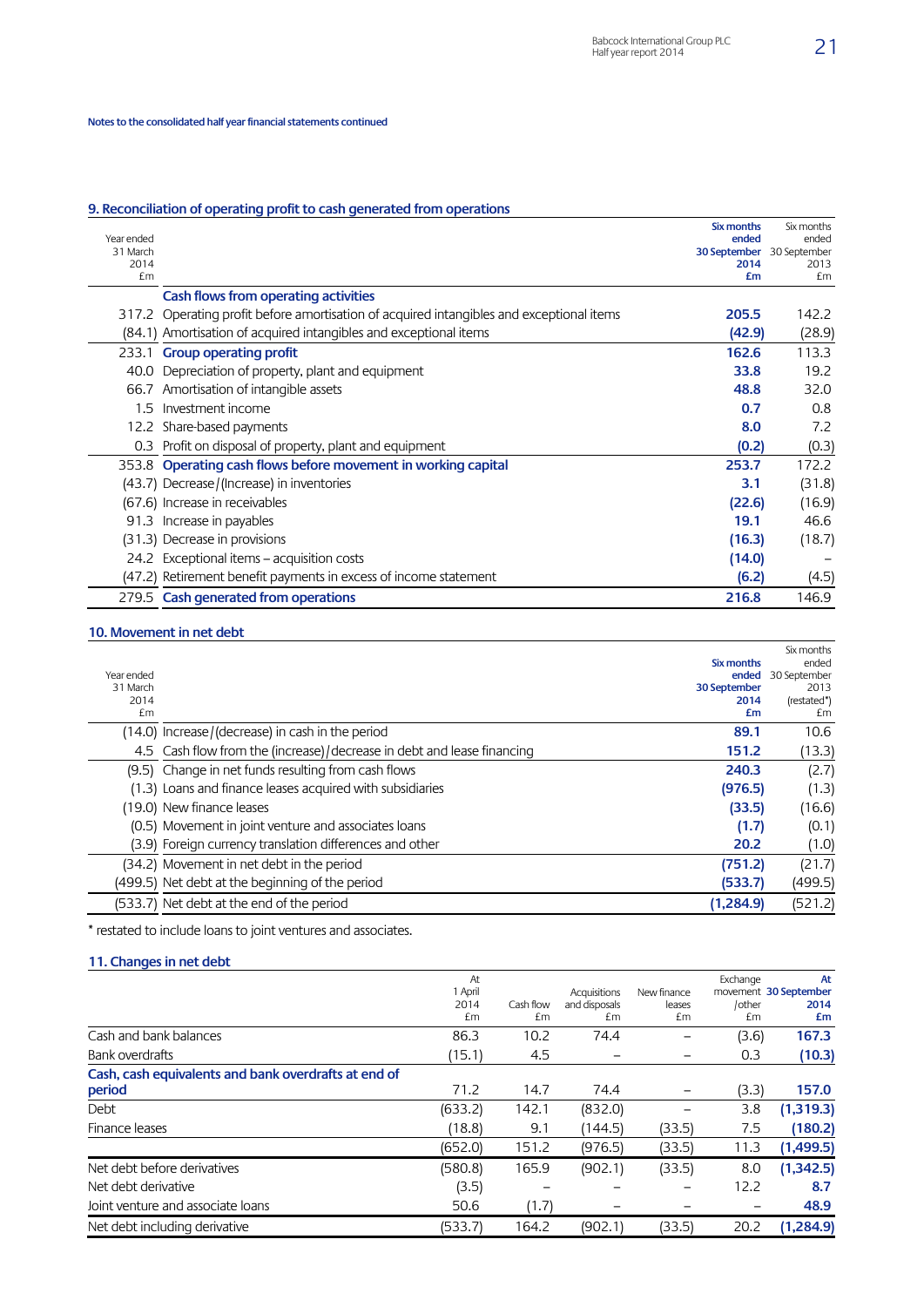Notes to the consolidated half year financial statements continued

## 9. Reconciliation of operating profit to cash generated from operations

| Year ended 31 March 2014 £m | | Six months ended 30 September 2014 £m | Six months ended 30 September 2013 £m |
|---|---|---|---|
| | **Cash flows from operating activities** | | |
| 317.2 | Operating profit before amortisation of acquired intangibles and exceptional items | **205.5** | 142.2 |
| (84.1) | Amortisation of acquired intangibles and exceptional items | **(42.9)** | (28.9) |
| 233.1 | **Group operating profit** | **162.6** | 113.3 |
| 40.0 | Depreciation of property, plant and equipment | **33.8** | 19.2 |
| 66.7 | Amortisation of intangible assets | **48.8** | 32.0 |
| 1.5 | Investment income | **0.7** | 0.8 |
| 12.2 | Share-based payments | **8.0** | 7.2 |
| 0.3 | Profit on disposal of property, plant and equipment | **(0.2)** | (0.3) |
| 353.8 | **Operating cash flows before movement in working capital** | **253.7** | 172.2 |
| (43.7) | Decrease/(Increase) in inventories | **3.1** | (31.8) |
| (67.6) | Increase in receivables | **(22.6)** | (16.9) |
| 91.3 | Increase in payables | **19.1** | 46.6 |
| (31.3) | Decrease in provisions | **(16.3)** | (18.7) |
| 24.2 | Exceptional items – acquisition costs | **(14.0)** | – |
| (47.2) | Retirement benefit payments in excess of income statement | **(6.2)** | (4.5) |
| 279.5 | **Cash generated from operations** | **216.8** | 146.9 |

## 10. Movement in net debt

| Year ended 31 March 2014 £m | | Six months ended 30 September 2014 £m | Six months ended 30 September 2013 (restated*) £m |
|---|---|---|---|
| (14.0) | Increase/(decrease) in cash in the period | **89.1** | 10.6 |
| 4.5 | Cash flow from the (increase)/decrease in debt and lease financing | **151.2** | (13.3) |
| (9.5) | Change in net funds resulting from cash flows | **240.3** | (2.7) |
| (1.3) | Loans and finance leases acquired with subsidiaries | **(976.5)** | (1.3) |
| (19.0) | New finance leases | **(33.5)** | (16.6) |
| (0.5) | Movement in joint venture and associates loans | **(1.7)** | (0.1) |
| (3.9) | Foreign currency translation differences and other | **20.2** | (1.0) |
| (34.2) | Movement in net debt in the period | **(751.2)** | (21.7) |
| (499.5) | Net debt at the beginning of the period | **(533.7)** | (499.5) |
| (533.7) | Net debt at the end of the period | **(1,284.9)** | (521.2) |

* restated to include loans to joint ventures and associates.

## 11. Changes in net debt

| | At 1 April 2014 £m | Cash flow £m | Acquisitions and disposals £m | New finance leases £m | Exchange movement /other £m | At 30 September 2014 £m |
|---|---|---|---|---|---|---|
| Cash and bank balances | 86.3 | 10.2 | 74.4 | – | (3.6) | **167.3** |
| Bank overdrafts | (15.1) | 4.5 | – | – | 0.3 | **(10.3)** |
| **Cash, cash equivalents and bank overdrafts at end of period** | 71.2 | 14.7 | 74.4 | – | (3.3) | **157.0** |
| Debt | (633.2) | 142.1 | (832.0) | – | 3.8 | **(1,319.3)** |
| Finance leases | (18.8) | 9.1 | (144.5) | (33.5) | 7.5 | **(180.2)** |
| | (652.0) | 151.2 | (976.5) | (33.5) | 11.3 | **(1,499.5)** |
| Net debt before derivatives | (580.8) | 165.9 | (902.1) | (33.5) | 8.0 | **(1,342.5)** |
| Net debt derivative | (3.5) | – | – | – | 12.2 | **8.7** |
| Joint venture and associate loans | 50.6 | (1.7) | – | – | – | **48.9** |
| Net debt including derivative | (533.7) | 164.2 | (902.1) | (33.5) | 20.2 | **(1,284.9)** |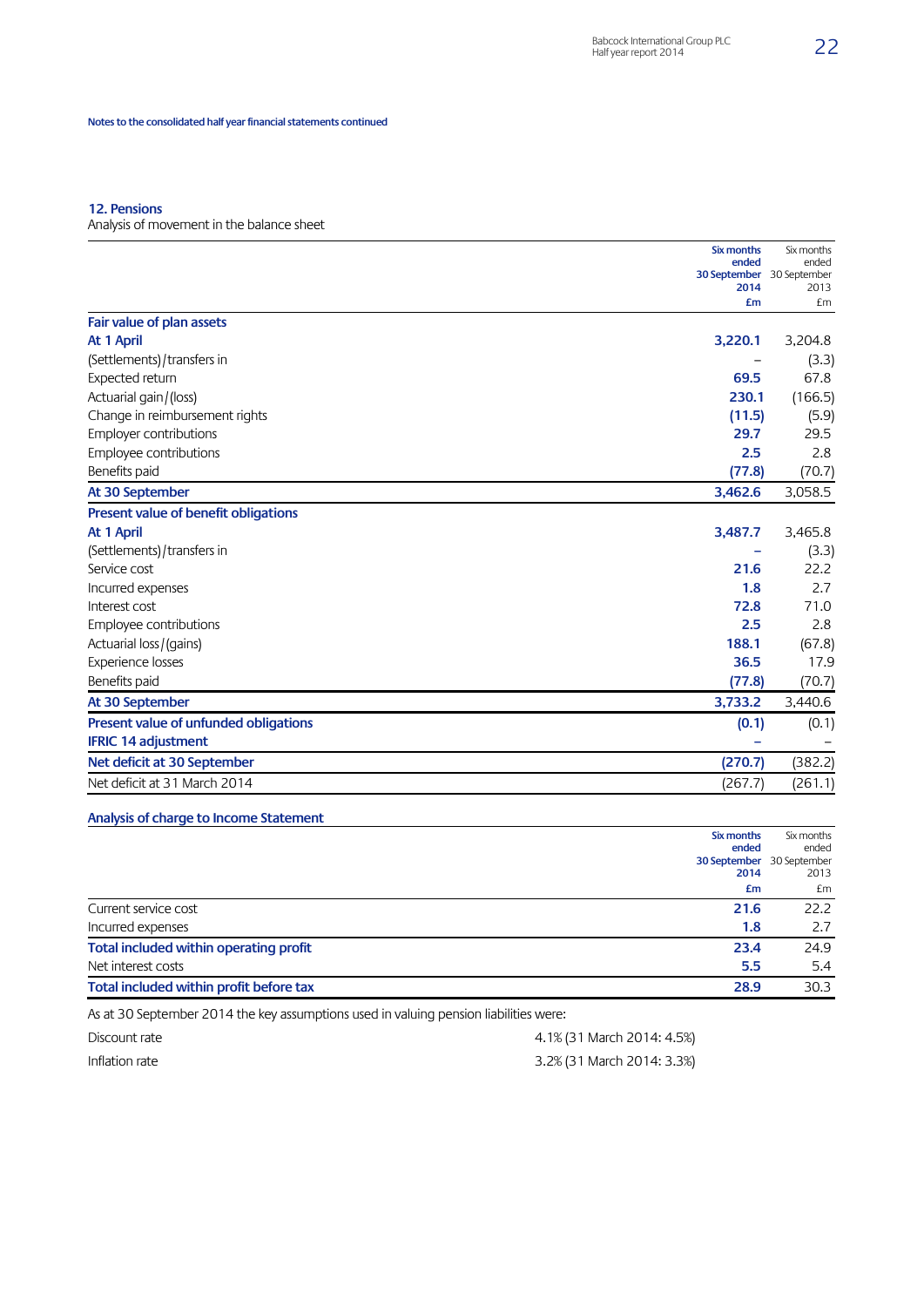Notes to the consolidated half year financial statements continued

## 12. Pensions

Analysis of movement in the balance sheet

| | **Six months ended 30 September 2014 £m** | Six months ended 30 September 2013 £m |
|---|---|---|
| **Fair value of plan assets** | | |
| **At 1 April** | **3,220.1** | 3,204.8 |
| (Settlements)/transfers in | – | (3.3) |
| Expected return | **69.5** | 67.8 |
| Actuarial gain/(loss) | **230.1** | (166.5) |
| Change in reimbursement rights | **(11.5)** | (5.9) |
| Employer contributions | **29.7** | 29.5 |
| Employee contributions | **2.5** | 2.8 |
| Benefits paid | **(77.8)** | (70.7) |
| **At 30 September** | **3,462.6** | 3,058.5 |
| **Present value of benefit obligations** | | |
| **At 1 April** | **3,487.7** | 3,465.8 |
| (Settlements)/transfers in | – | (3.3) |
| Service cost | **21.6** | 22.2 |
| Incurred expenses | **1.8** | 2.7 |
| Interest cost | **72.8** | 71.0 |
| Employee contributions | **2.5** | 2.8 |
| Actuarial loss/(gains) | **188.1** | (67.8) |
| Experience losses | **36.5** | 17.9 |
| Benefits paid | **(77.8)** | (70.7) |
| **At 30 September** | **3,733.2** | 3,440.6 |
| **Present value of unfunded obligations** | **(0.1)** | (0.1) |
| **IFRIC 14 adjustment** | – | – |
| **Net deficit at 30 September** | **(270.7)** | (382.2) |
| Net deficit at 31 March 2014 | (267.7) | (261.1) |

### Analysis of charge to Income Statement

| | **Six months ended 30 September 2014 £m** | Six months ended 30 September 2013 £m |
|---|---|---|
| Current service cost | **21.6** | 22.2 |
| Incurred expenses | **1.8** | 2.7 |
| **Total included within operating profit** | **23.4** | 24.9 |
| Net interest costs | **5.5** | 5.4 |
| **Total included within profit before tax** | **28.9** | 30.3 |

As at 30 September 2014 the key assumptions used in valuing pension liabilities were:

| | |
|---|---|
| Discount rate | 4.1% (31 March 2014: 4.5%) |
| Inflation rate | 3.2% (31 March 2014: 3.3%) |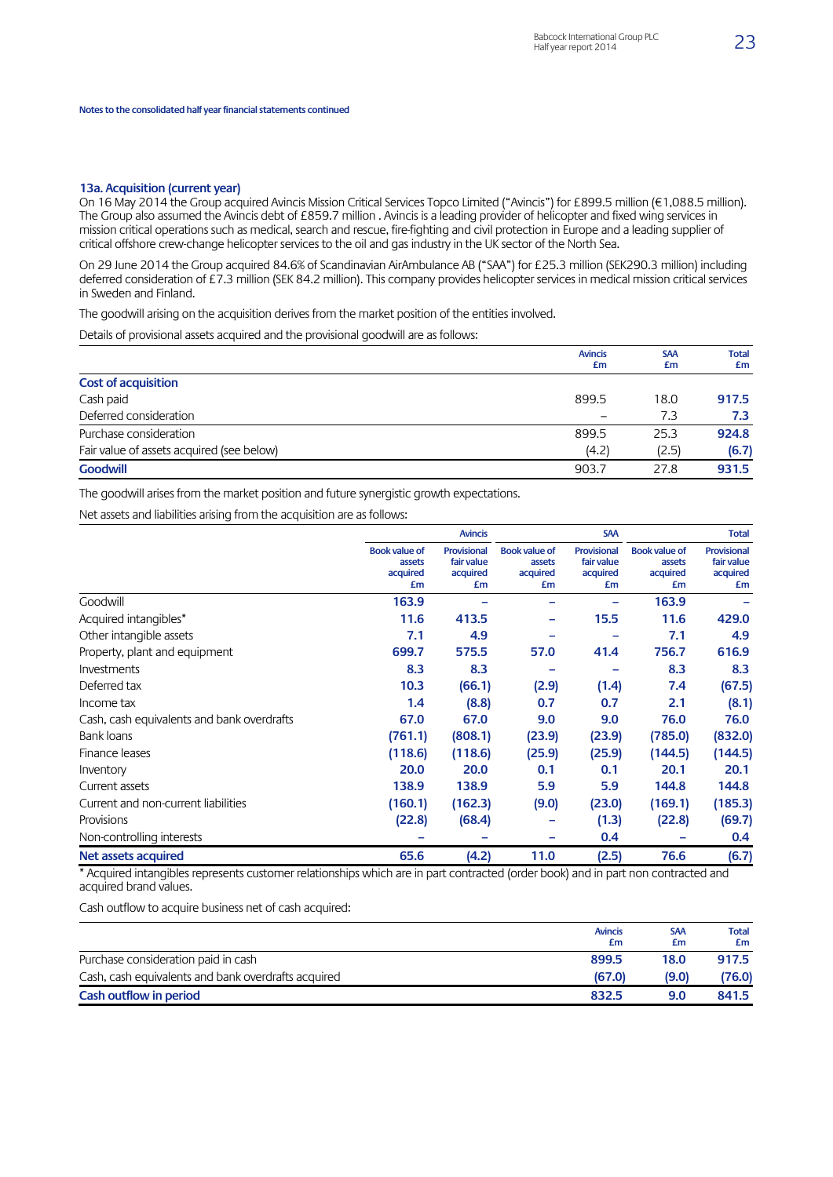Notes to the consolidated half year financial statements continued

### 13a. Acquisition (current year)

On 16 May 2014 the Group acquired Avincis Mission Critical Services Topco Limited ("Avincis") for £899.5 million (€1,088.5 million). The Group also assumed the Avincis debt of £859.7 million . Avincis is a leading provider of helicopter and fixed wing services in mission critical operations such as medical, search and rescue, fire-fighting and civil protection in Europe and a leading supplier of critical offshore crew-change helicopter services to the oil and gas industry in the UK sector of the North Sea.

On 29 June 2014 the Group acquired 84.6% of Scandinavian AirAmbulance AB ("SAA") for £25.3 million (SEK290.3 million) including deferred consideration of £7.3 million (SEK 84.2 million). This company provides helicopter services in medical mission critical services in Sweden and Finland.

The goodwill arising on the acquisition derives from the market position of the entities involved.

Details of provisional assets acquired and the provisional goodwill are as follows:

| | Avincis £m | SAA £m | Total £m |
|---|---|---|---|
| **Cost of acquisition** | | | |
| Cash paid | 899.5 | 18.0 | **917.5** |
| Deferred consideration | – | 7.3 | **7.3** |
| Purchase consideration | 899.5 | 25.3 | **924.8** |
| Fair value of assets acquired (see below) | (4.2) | (2.5) | **(6.7)** |
| **Goodwill** | 903.7 | 27.8 | **931.5** |

The goodwill arises from the market position and future synergistic growth expectations.

Net assets and liabilities arising from the acquisition are as follows:

| | Avincis | | SAA | | Total | |
|---|---|---|---|---|---|---|
| | Book value of assets acquired £m | Provisional fair value acquired £m | Book value of assets acquired £m | Provisional fair value acquired £m | Book value of assets acquired £m | Provisional fair value acquired £m |
| Goodwill | 163.9 | – | – | – | 163.9 | – |
| Acquired intangibles* | 11.6 | 413.5 | – | 15.5 | 11.6 | 429.0 |
| Other intangible assets | 7.1 | 4.9 | – | – | 7.1 | 4.9 |
| Property, plant and equipment | 699.7 | 575.5 | 57.0 | 41.4 | 756.7 | 616.9 |
| Investments | 8.3 | 8.3 | – | – | 8.3 | 8.3 |
| Deferred tax | 10.3 | (66.1) | (2.9) | (1.4) | 7.4 | (67.5) |
| Income tax | 1.4 | (8.8) | 0.7 | 0.7 | 2.1 | (8.1) |
| Cash, cash equivalents and bank overdrafts | 67.0 | 67.0 | 9.0 | 9.0 | 76.0 | 76.0 |
| Bank loans | (761.1) | (808.1) | (23.9) | (23.9) | (785.0) | (832.0) |
| Finance leases | (118.6) | (118.6) | (25.9) | (25.9) | (144.5) | (144.5) |
| Inventory | 20.0 | 20.0 | 0.1 | 0.1 | 20.1 | 20.1 |
| Current assets | 138.9 | 138.9 | 5.9 | 5.9 | 144.8 | 144.8 |
| Current and non-current liabilities | (160.1) | (162.3) | (9.0) | (23.0) | (169.1) | (185.3) |
| Provisions | (22.8) | (68.4) | – | (1.3) | (22.8) | (69.7) |
| Non-controlling interests | – | – | – | 0.4 | – | 0.4 |
| **Net assets acquired** | **65.6** | **(4.2)** | **11.0** | **(2.5)** | **76.6** | **(6.7)** |

* Acquired intangibles represents customer relationships which are in part contracted (order book) and in part non contracted and acquired brand values.

Cash outflow to acquire business net of cash acquired:

| | Avincis £m | SAA £m | Total £m |
|---|---|---|---|
| Purchase consideration paid in cash | 899.5 | 18.0 | 917.5 |
| Cash, cash equivalents and bank overdrafts acquired | (67.0) | (9.0) | (76.0) |
| **Cash outflow in period** | **832.5** | **9.0** | **841.5** |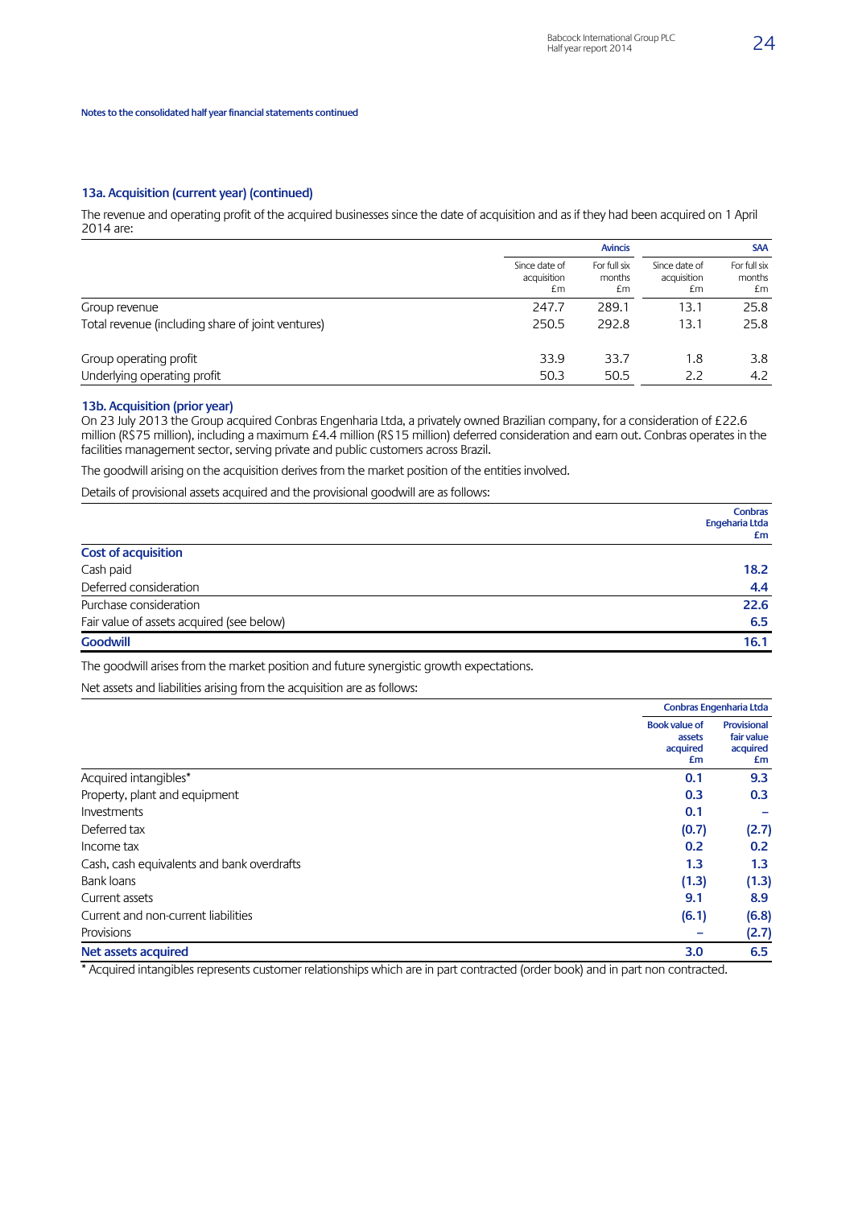Notes to the consolidated half year financial statements continued

### 13a. Acquisition (current year) (continued)

The revenue and operating profit of the acquired businesses since the date of acquisition and as if they had been acquired on 1 April 2014 are:

| | Avincis | | SAA | |
|---|---|---|---|---|
| | Since date of acquisition £m | For full six months £m | Since date of acquisition £m | For full six months £m |
| Group revenue | 247.7 | 289.1 | 13.1 | 25.8 |
| Total revenue (including share of joint ventures) | 250.5 | 292.8 | 13.1 | 25.8 |
| Group operating profit | 33.9 | 33.7 | 1.8 | 3.8 |
| Underlying operating profit | 50.3 | 50.5 | 2.2 | 4.2 |

### 13b. Acquisition (prior year)

On 23 July 2013 the Group acquired Conbras Engenharia Ltda, a privately owned Brazilian company, for a consideration of £22.6 million (R$75 million), including a maximum £4.4 million (R$15 million) deferred consideration and earn out. Conbras operates in the facilities management sector, serving private and public customers across Brazil.

The goodwill arising on the acquisition derives from the market position of the entities involved.

Details of provisional assets acquired and the provisional goodwill are as follows:

| | Conbras Engeharia Ltda £m |
|---|---|
| **Cost of acquisition** | |
| Cash paid | **18.2** |
| Deferred consideration | **4.4** |
| Purchase consideration | **22.6** |
| Fair value of assets acquired (see below) | **6.5** |
| **Goodwill** | **16.1** |

The goodwill arises from the market position and future synergistic growth expectations.

Net assets and liabilities arising from the acquisition are as follows:

| | Conbras Engenharia Ltda | |
|---|---|---|
| | Book value of assets acquired £m | Provisional fair value acquired £m |
| Acquired intangibles* | **0.1** | **9.3** |
| Property, plant and equipment | **0.3** | **0.3** |
| Investments | **0.1** | **–** |
| Deferred tax | **(0.7)** | **(2.7)** |
| Income tax | **0.2** | **0.2** |
| Cash, cash equivalents and bank overdrafts | **1.3** | **1.3** |
| Bank loans | **(1.3)** | **(1.3)** |
| Current assets | **9.1** | **8.9** |
| Current and non-current liabilities | **(6.1)** | **(6.8)** |
| Provisions | **–** | **(2.7)** |
| **Net assets acquired** | **3.0** | **6.5** |

* Acquired intangibles represents customer relationships which are in part contracted (order book) and in part non contracted.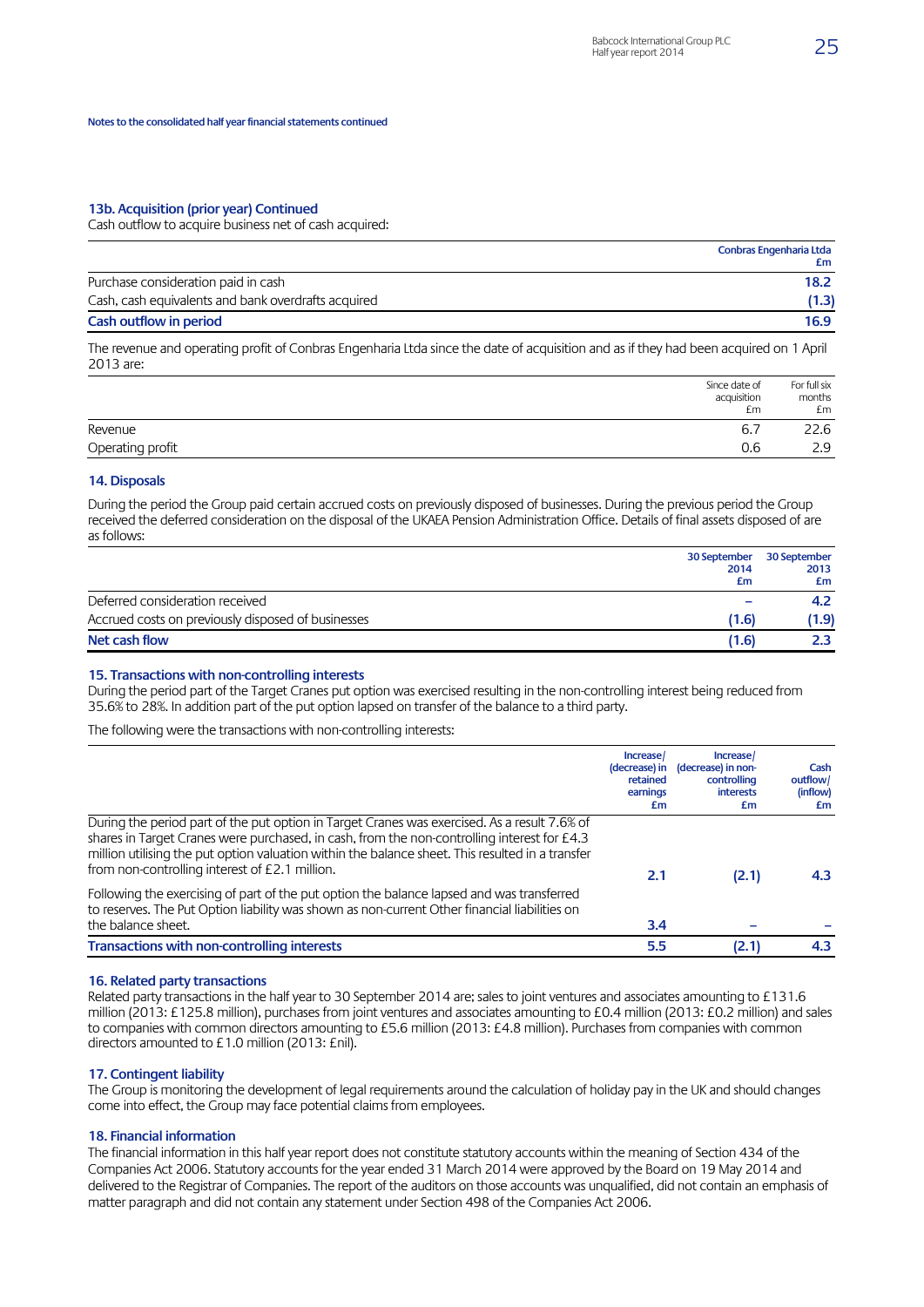Notes to the consolidated half year financial statements continued

### 13b. Acquisition (prior year) Continued

Cash outflow to acquire business net of cash acquired:

| | Conbras Engenharia Ltda £m |
|---|---|
| Purchase consideration paid in cash | 18.2 |
| Cash, cash equivalents and bank overdrafts acquired | (1.3) |
| **Cash outflow in period** | **16.9** |

The revenue and operating profit of Conbras Engenharia Ltda since the date of acquisition and as if they had been acquired on 1 April 2013 are:

| | Since date of acquisition £m | For full six months £m |
|---|---|---|
| Revenue | 6.7 | 22.6 |
| Operating profit | 0.6 | 2.9 |

### 14. Disposals

During the period the Group paid certain accrued costs on previously disposed of businesses. During the previous period the Group received the deferred consideration on the disposal of the UKAEA Pension Administration Office. Details of final assets disposed of are as follows:

| | 30 September 2014 £m | 30 September 2013 £m |
|---|---|---|
| Deferred consideration received | – | 4.2 |
| Accrued costs on previously disposed of businesses | (1.6) | (1.9) |
| **Net cash flow** | **(1.6)** | **2.3** |

### 15. Transactions with non-controlling interests

During the period part of the Target Cranes put option was exercised resulting in the non-controlling interest being reduced from 35.6% to 28%. In addition part of the put option lapsed on transfer of the balance to a third party.

The following were the transactions with non-controlling interests:

| | Increase/ (decrease) in retained earnings £m | Increase/ (decrease) in non-controlling interests £m | Cash outflow/ (inflow) £m |
|---|---|---|---|
| During the period part of the put option in Target Cranes was exercised. As a result 7.6% of shares in Target Cranes were purchased, in cash, from the non-controlling interest for £4.3 million utilising the put option valuation within the balance sheet. This resulted in a transfer from non-controlling interest of £2.1 million. | 2.1 | (2.1) | 4.3 |
| Following the exercising of part of the put option the balance lapsed and was transferred to reserves. The Put Option liability was shown as non-current Other financial liabilities on the balance sheet. | 3.4 | – | – |
| **Transactions with non-controlling interests** | **5.5** | **(2.1)** | **4.3** |

### 16. Related party transactions

Related party transactions in the half year to 30 September 2014 are; sales to joint ventures and associates amounting to £131.6 million (2013: £125.8 million), purchases from joint ventures and associates amounting to £0.4 million (2013: £0.2 million) and sales to companies with common directors amounting to £5.6 million (2013: £4.8 million). Purchases from companies with common directors amounted to £1.0 million (2013: £nil).

### 17. Contingent liability

The Group is monitoring the development of legal requirements around the calculation of holiday pay in the UK and should changes come into effect, the Group may face potential claims from employees.

### 18. Financial information

The financial information in this half year report does not constitute statutory accounts within the meaning of Section 434 of the Companies Act 2006. Statutory accounts for the year ended 31 March 2014 were approved by the Board on 19 May 2014 and delivered to the Registrar of Companies. The report of the auditors on those accounts was unqualified, did not contain an emphasis of matter paragraph and did not contain any statement under Section 498 of the Companies Act 2006.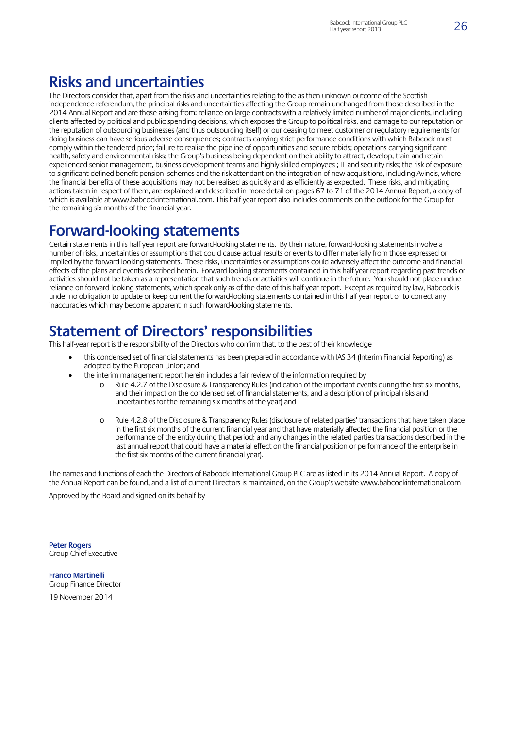# Risks and uncertainties

The Directors consider that, apart from the risks and uncertainties relating to the as then unknown outcome of the Scottish independence referendum, the principal risks and uncertainties affecting the Group remain unchanged from those described in the 2014 Annual Report and are those arising from: reliance on large contracts with a relatively limited number of major clients, including clients affected by political and public spending decisions, which exposes the Group to political risks, and damage to our reputation or the reputation of outsourcing businesses (and thus outsourcing itself) or our ceasing to meet customer or regulatory requirements for doing business can have serious adverse consequences; contracts carrying strict performance conditions with which Babcock must comply within the tendered price; failure to realise the pipeline of opportunities and secure rebids; operations carrying significant health, safety and environmental risks; the Group's business being dependent on their ability to attract, develop, train and retain experienced senior management, business development teams and highly skilled employees ; IT and security risks; the risk of exposure to significant defined benefit pension schemes and the risk attendant on the integration of new acquisitions, including Avincis, where the financial benefits of these acquisitions may not be realised as quickly and as efficiently as expected. These risks, and mitigating actions taken in respect of them, are explained and described in more detail on pages 67 to 71 of the 2014 Annual Report, a copy of which is available at www.babcockinternational.com. This half year report also includes comments on the outlook for the Group for the remaining six months of the financial year.

# Forward-looking statements

Certain statements in this half year report are forward-looking statements. By their nature, forward-looking statements involve a number of risks, uncertainties or assumptions that could cause actual results or events to differ materially from those expressed or implied by the forward-looking statements. These risks, uncertainties or assumptions could adversely affect the outcome and financial effects of the plans and events described herein. Forward-looking statements contained in this half year report regarding past trends or activities should not be taken as a representation that such trends or activities will continue in the future. You should not place undue reliance on forward-looking statements, which speak only as of the date of this half year report. Except as required by law, Babcock is under no obligation to update or keep current the forward-looking statements contained in this half year report or to correct any inaccuracies which may become apparent in such forward-looking statements.

# Statement of Directors' responsibilities

This half-year report is the responsibility of the Directors who confirm that, to the best of their knowledge

- this condensed set of financial statements has been prepared in accordance with IAS 34 (Interim Financial Reporting) as adopted by the European Union; and
- the interim management report herein includes a fair review of the information required by
  - Rule 4.2.7 of the Disclosure & Transparency Rules (indication of the important events during the first six months, and their impact on the condensed set of financial statements, and a description of principal risks and uncertainties for the remaining six months of the year) and
  - Rule 4.2.8 of the Disclosure & Transparency Rules (disclosure of related parties' transactions that have taken place in the first six months of the current financial year and that have materially affected the financial position or the performance of the entity during that period; and any changes in the related parties transactions described in the last annual report that could have a material effect on the financial position or performance of the enterprise in the first six months of the current financial year).

The names and functions of each the Directors of Babcock International Group PLC are as listed in its 2014 Annual Report. A copy of the Annual Report can be found, and a list of current Directors is maintained, on the Group's website www.babcockinternational.com

Approved by the Board and signed on its behalf by

**Peter Rogers**
Group Chief Executive

**Franco Martinelli**
Group Finance Director

19 November 2014